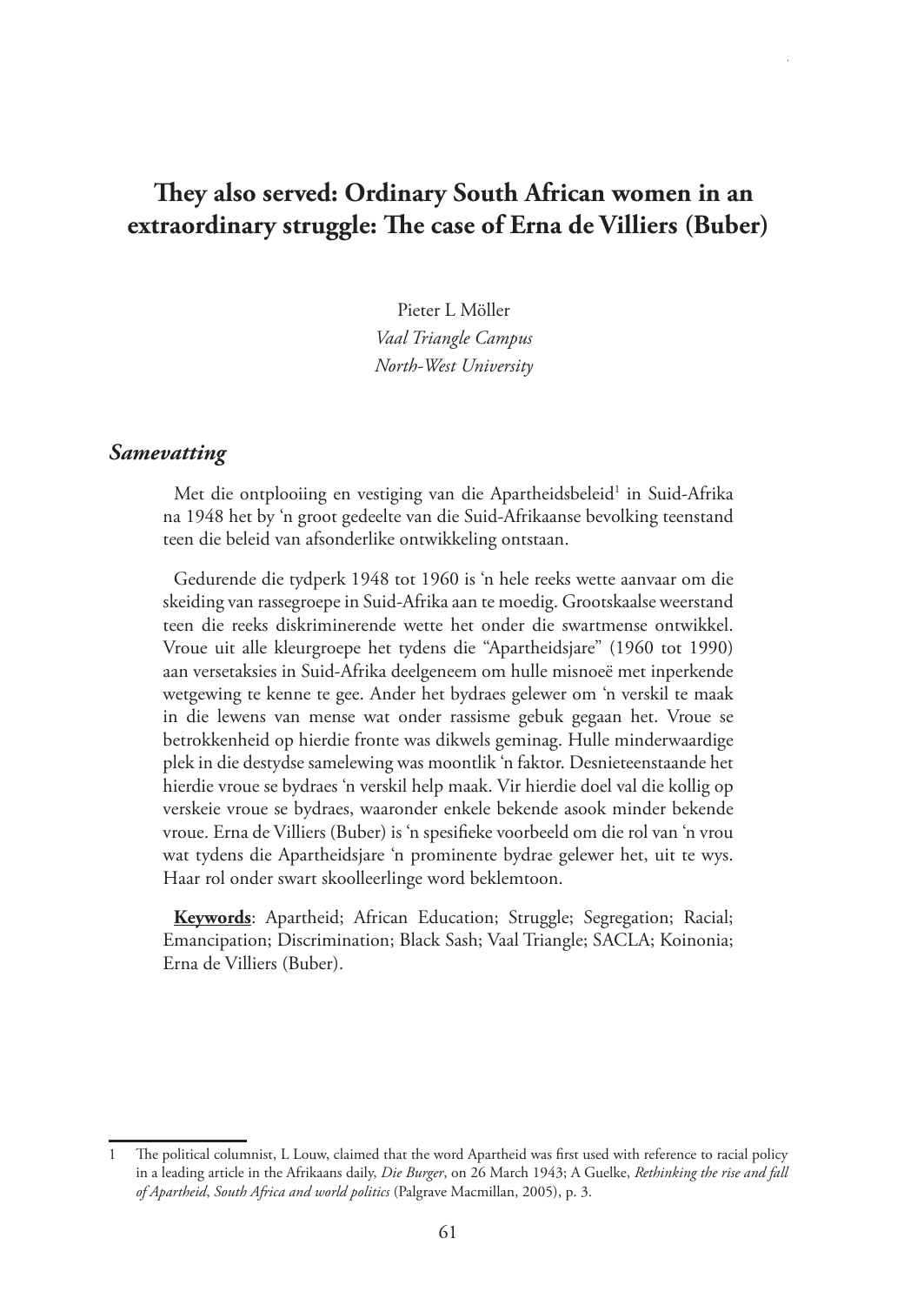# They also served: Ordinary South African women in an extraordinary struggle: The case of Erna de Villiers (Buber)

Pieter L Möller
*Vaal Triangle Campus*
*North-West University*

## *Samevatting*

Met die ontplooiing en vestiging van die Apartheidsbeleid[1] in Suid-Afrika na 1948 het by 'n groot gedeelte van die Suid-Afrikaanse bevolking teenstand teen die beleid van afsonderlike ontwikkeling ontstaan.

Gedurende die tydperk 1948 tot 1960 is 'n hele reeks wette aanvaar om die skeiding van rassegroepe in Suid-Afrika aan te moedig. Grootskaalse weerstand teen die reeks diskriminerende wette het onder die swartmense ontwikkel. Vroue uit alle kleurgroepe het tydens die "Apartheidsjare" (1960 tot 1990) aan versetaksies in Suid-Afrika deelgeneem om hulle misnoeë met inperkende wetgewing te kenne te gee. Ander het bydraes gelewer om 'n verskil te maak in die lewens van mense wat onder rassisme gebuk gegaan het. Vroue se betrokkenheid op hierdie fronte was dikwels geminag. Hulle minderwaardige plek in die destydse samelewing was moontlik 'n faktor. Desnieteenstaande het hierdie vroue se bydraes 'n verskil help maak. Vir hierdie doel val die kollig op verskeie vroue se bydraes, waaronder enkele bekende asook minder bekende vroue. Erna de Villiers (Buber) is 'n spesifieke voorbeeld om die rol van 'n vrou wat tydens die Apartheidsjare 'n prominente bydrae gelewer het, uit te wys. Haar rol onder swart skoolleerlinge word beklemtoon.

**Keywords**: Apartheid; African Education; Struggle; Segregation; Racial; Emancipation; Discrimination; Black Sash; Vaal Triangle; SACLA; Koinonia; Erna de Villiers (Buber).

---

1 The political columnist, L Louw, claimed that the word Apartheid was first used with reference to racial policy in a leading article in the Afrikaans daily, *Die Burger*, on 26 March 1943; A Guelke, *Rethinking the rise and fall of Apartheid, South Africa and world politics* (Palgrave Macmillan, 2005), p. 3.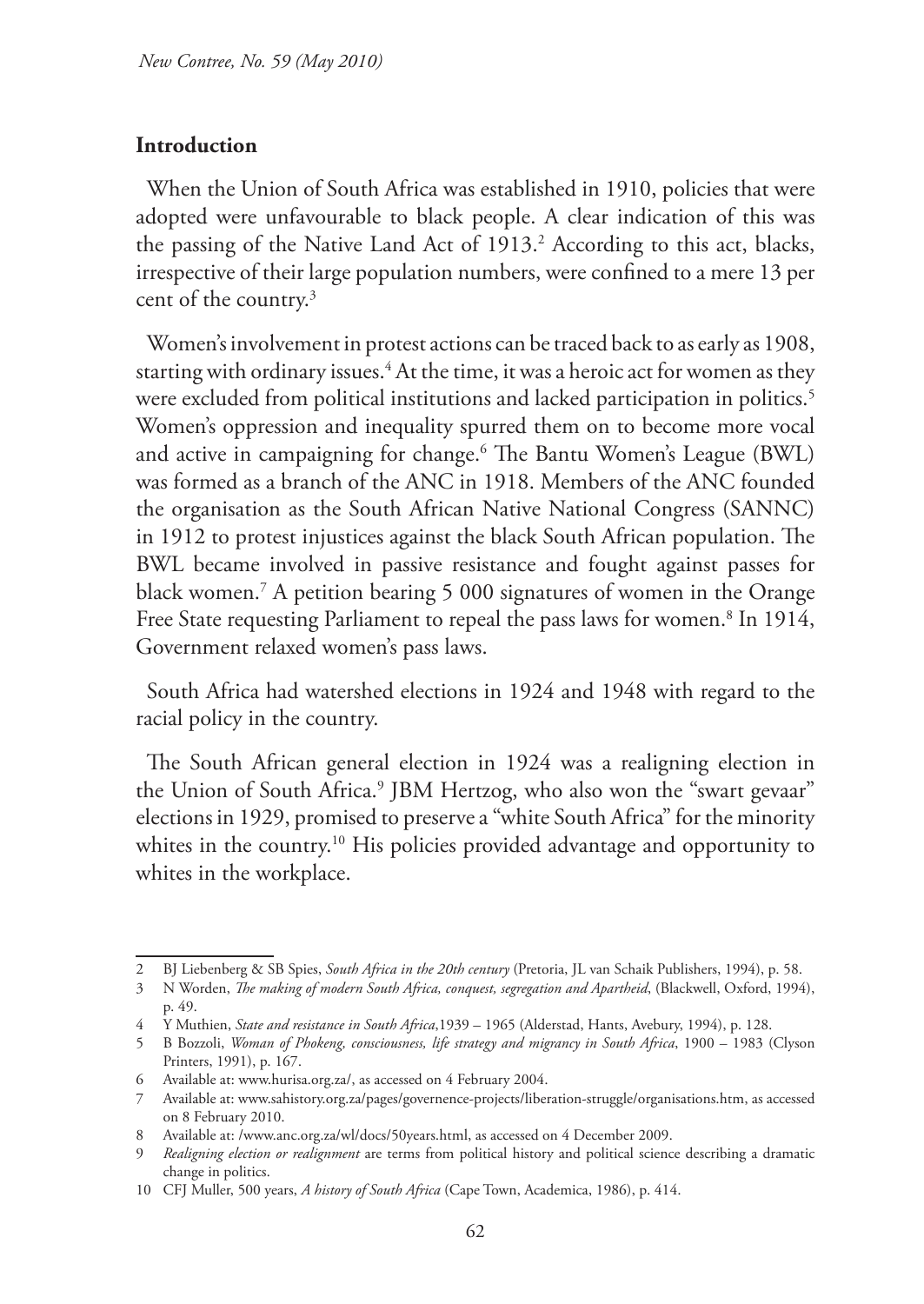## Introduction

When the Union of South Africa was established in 1910, policies that were adopted were unfavourable to black people. A clear indication of this was the passing of the Native Land Act of 1913.[2] According to this act, blacks, irrespective of their large population numbers, were confined to a mere 13 per cent of the country.[3]

Women's involvement in protest actions can be traced back to as early as 1908, starting with ordinary issues.[4] At the time, it was a heroic act for women as they were excluded from political institutions and lacked participation in politics.[5] Women's oppression and inequality spurred them on to become more vocal and active in campaigning for change.[6] The Bantu Women's League (BWL) was formed as a branch of the ANC in 1918. Members of the ANC founded the organisation as the South African Native National Congress (SANNC) in 1912 to protest injustices against the black South African population. The BWL became involved in passive resistance and fought against passes for black women.[7] A petition bearing 5 000 signatures of women in the Orange Free State requesting Parliament to repeal the pass laws for women.[8] In 1914, Government relaxed women's pass laws.

South Africa had watershed elections in 1924 and 1948 with regard to the racial policy in the country.

The South African general election in 1924 was a realigning election in the Union of South Africa.[9] JBM Hertzog, who also won the "swart gevaar" elections in 1929, promised to preserve a "white South Africa" for the minority whites in the country.[10] His policies provided advantage and opportunity to whites in the workplace.

---

2 BJ Liebenberg & SB Spies, *South Africa in the 20th century* (Pretoria, JL van Schaik Publishers, 1994), p. 58.

3 N Worden, *The making of modern South Africa, conquest, segregation and Apartheid*, (Blackwell, Oxford, 1994), p. 49.

4 Y Muthien, *State and resistance in South Africa*,1939 – 1965 (Alderstad, Hants, Avebury, 1994), p. 128.

5 B Bozzoli, *Woman of Phokeng, consciousness, life strategy and migrancy in South Africa*, 1900 – 1983 (Clyson Printers, 1991), p. 167.

6 Available at: www.hurisa.org.za/, as accessed on 4 February 2004.

7 Available at: www.sahistory.org.za/pages/governence-projects/liberation-struggle/organisations.htm, as accessed on 8 February 2010.

8 Available at: /www.anc.org.za/wl/docs/50years.html, as accessed on 4 December 2009.

9 *Realigning election or realignment* are terms from political history and political science describing a dramatic change in politics.

10 CFJ Muller, 500 years, *A history of South Africa* (Cape Town, Academica, 1986), p. 414.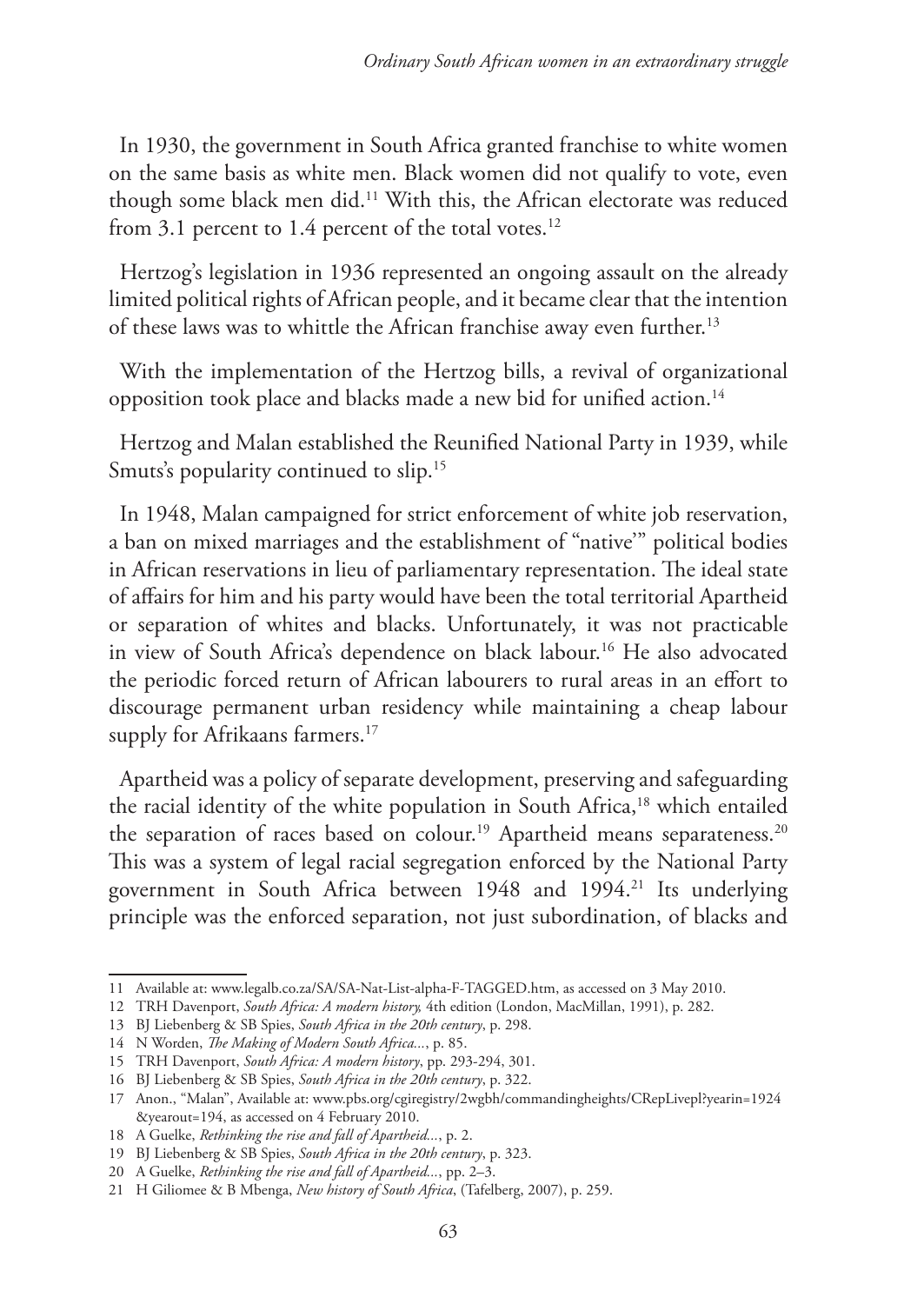In 1930, the government in South Africa granted franchise to white women on the same basis as white men. Black women did not qualify to vote, even though some black men did.[11] With this, the African electorate was reduced from 3.1 percent to 1.4 percent of the total votes.[12]

Hertzog's legislation in 1936 represented an ongoing assault on the already limited political rights of African people, and it became clear that the intention of these laws was to whittle the African franchise away even further.[13]

With the implementation of the Hertzog bills, a revival of organizational opposition took place and blacks made a new bid for unified action.[14]

Hertzog and Malan established the Reunified National Party in 1939, while Smuts's popularity continued to slip.[15]

In 1948, Malan campaigned for strict enforcement of white job reservation, a ban on mixed marriages and the establishment of "native'" political bodies in African reservations in lieu of parliamentary representation. The ideal state of affairs for him and his party would have been the total territorial Apartheid or separation of whites and blacks. Unfortunately, it was not practicable in view of South Africa's dependence on black labour.[16] He also advocated the periodic forced return of African labourers to rural areas in an effort to discourage permanent urban residency while maintaining a cheap labour supply for Afrikaans farmers.[17]

Apartheid was a policy of separate development, preserving and safeguarding the racial identity of the white population in South Africa,[18] which entailed the separation of races based on colour.[19] Apartheid means separateness.[20] This was a system of legal racial segregation enforced by the National Party government in South Africa between 1948 and 1994.[21] Its underlying principle was the enforced separation, not just subordination, of blacks and

---

11 Available at: www.legalb.co.za/SA/SA-Nat-List-alpha-F-TAGGED.htm, as accessed on 3 May 2010.

12 TRH Davenport, *South Africa: A modern history,* 4th edition (London, MacMillan, 1991), p. 282.

13 BJ Liebenberg & SB Spies, *South Africa in the 20th century*, p. 298.

14 N Worden, *The Making of Modern South Africa...*, p. 85.

15 TRH Davenport, *South Africa: A modern history*, pp. 293-294, 301.

16 BJ Liebenberg & SB Spies, *South Africa in the 20th century*, p. 322.

17 Anon., "Malan", Available at: www.pbs.org/cgiregistry/2wgbh/commandingheights/CRepLivepl?yearin=1924 &yearout=194, as accessed on 4 February 2010.

18 A Guelke, *Rethinking the rise and fall of Apartheid...*, p. 2.

19 BJ Liebenberg & SB Spies, *South Africa in the 20th century*, p. 323.

20 A Guelke, *Rethinking the rise and fall of Apartheid...*, pp. 2–3.

21 H Giliomee & B Mbenga, *New history of South Africa*, (Tafelberg, 2007), p. 259.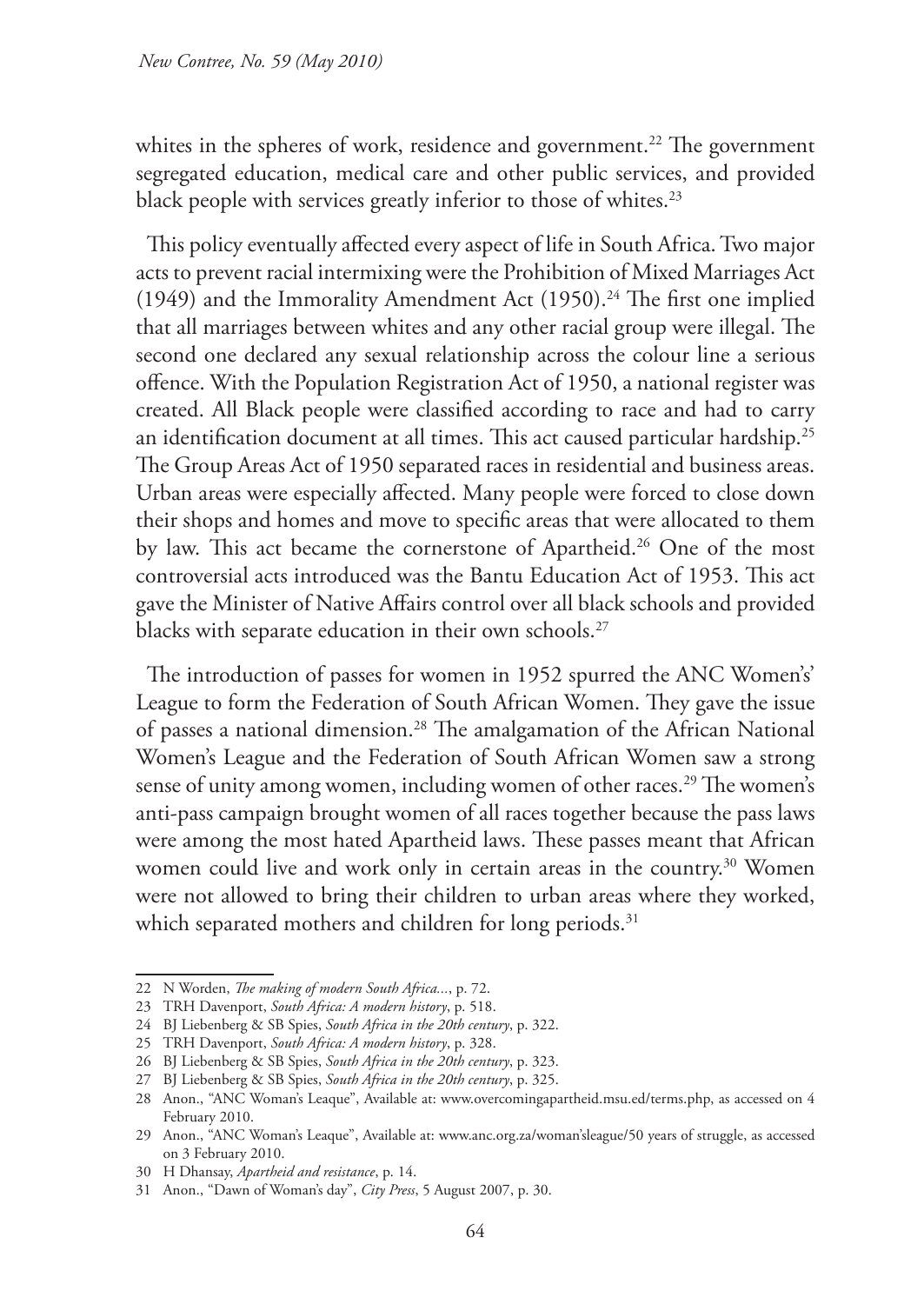whites in the spheres of work, residence and government.[22] The government segregated education, medical care and other public services, and provided black people with services greatly inferior to those of whites.[23]

This policy eventually affected every aspect of life in South Africa. Two major acts to prevent racial intermixing were the Prohibition of Mixed Marriages Act (1949) and the Immorality Amendment Act (1950).[24] The first one implied that all marriages between whites and any other racial group were illegal. The second one declared any sexual relationship across the colour line a serious offence. With the Population Registration Act of 1950, a national register was created. All Black people were classified according to race and had to carry an identification document at all times. This act caused particular hardship.[25] The Group Areas Act of 1950 separated races in residential and business areas. Urban areas were especially affected. Many people were forced to close down their shops and homes and move to specific areas that were allocated to them by law. This act became the cornerstone of Apartheid.[26] One of the most controversial acts introduced was the Bantu Education Act of 1953. This act gave the Minister of Native Affairs control over all black schools and provided blacks with separate education in their own schools.[27]

The introduction of passes for women in 1952 spurred the ANC Women's' League to form the Federation of South African Women. They gave the issue of passes a national dimension.[28] The amalgamation of the African National Women's League and the Federation of South African Women saw a strong sense of unity among women, including women of other races.[29] The women's anti-pass campaign brought women of all races together because the pass laws were among the most hated Apartheid laws. These passes meant that African women could live and work only in certain areas in the country.[30] Women were not allowed to bring their children to urban areas where they worked, which separated mothers and children for long periods.[31]

---

22 N Worden, *The making of modern South Africa...*, p. 72.

23 TRH Davenport, *South Africa: A modern history*, p. 518.

24 BJ Liebenberg & SB Spies, *South Africa in the 20th century*, p. 322.

25 TRH Davenport, *South Africa: A modern history*, p. 328.

26 BJ Liebenberg & SB Spies, *South Africa in the 20th century*, p. 323.

27 BJ Liebenberg & SB Spies, *South Africa in the 20th century*, p. 325.

28 Anon., "ANC Woman's Leaque", Available at: www.overcomingapartheid.msu.ed/terms.php, as accessed on 4 February 2010.

29 Anon., "ANC Woman's Leaque", Available at: www.anc.org.za/woman'sleague/50 years of struggle, as accessed on 3 February 2010.

30 H Dhansay, *Apartheid and resistance*, p. 14.

31 Anon., "Dawn of Woman's day", *City Press*, 5 August 2007, p. 30.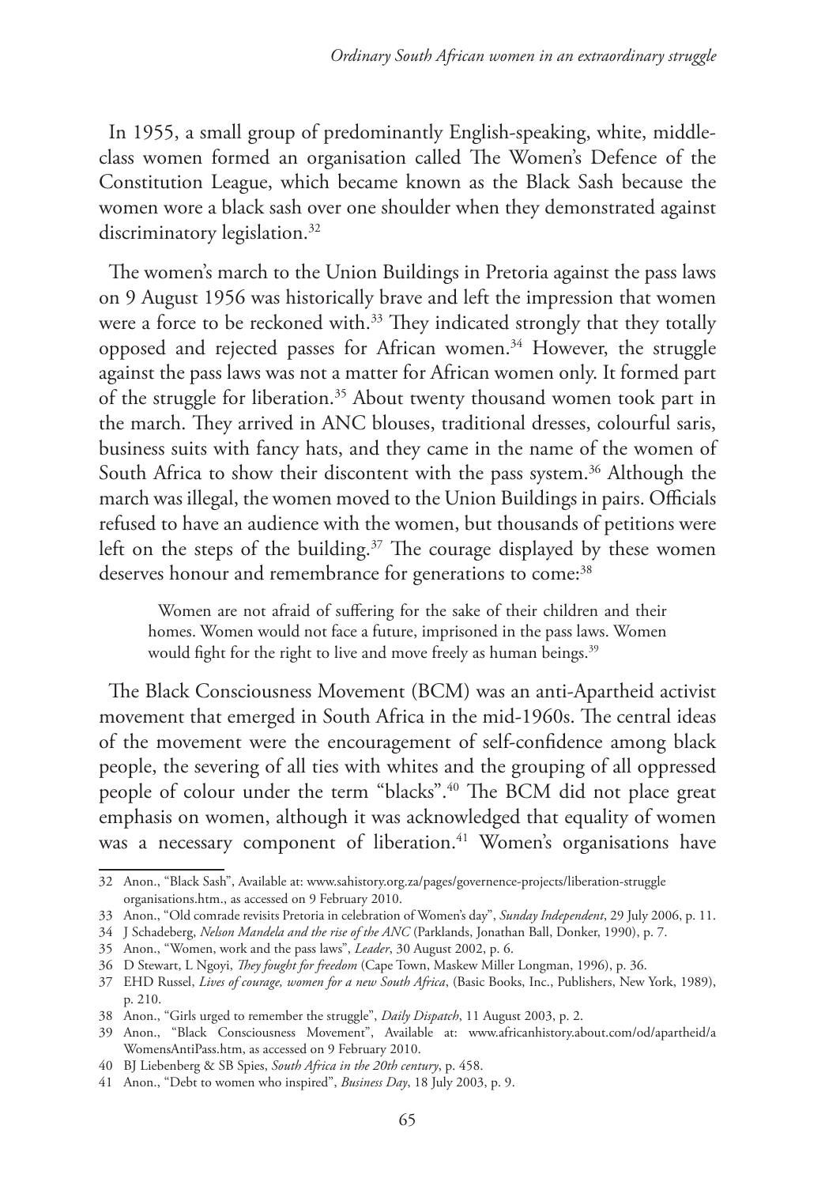In 1955, a small group of predominantly English-speaking, white, middle-class women formed an organisation called The Women's Defence of the Constitution League, which became known as the Black Sash because the women wore a black sash over one shoulder when they demonstrated against discriminatory legislation.[32]

The women's march to the Union Buildings in Pretoria against the pass laws on 9 August 1956 was historically brave and left the impression that women were a force to be reckoned with.[33] They indicated strongly that they totally opposed and rejected passes for African women.[34] However, the struggle against the pass laws was not a matter for African women only. It formed part of the struggle for liberation.[35] About twenty thousand women took part in the march. They arrived in ANC blouses, traditional dresses, colourful saris, business suits with fancy hats, and they came in the name of the women of South Africa to show their discontent with the pass system.[36] Although the march was illegal, the women moved to the Union Buildings in pairs. Officials refused to have an audience with the women, but thousands of petitions were left on the steps of the building.[37] The courage displayed by these women deserves honour and remembrance for generations to come:[38]

> Women are not afraid of suffering for the sake of their children and their homes. Women would not face a future, imprisoned in the pass laws. Women would fight for the right to live and move freely as human beings.[39]

The Black Consciousness Movement (BCM) was an anti-Apartheid activist movement that emerged in South Africa in the mid-1960s. The central ideas of the movement were the encouragement of self-confidence among black people, the severing of all ties with whites and the grouping of all oppressed people of colour under the term "blacks".[40] The BCM did not place great emphasis on women, although it was acknowledged that equality of women was a necessary component of liberation.[41] Women's organisations have

---

32 Anon., "Black Sash", Available at: www.sahistory.org.za/pages/governence-projects/liberation-struggle organisations.htm., as accessed on 9 February 2010.

33 Anon., "Old comrade revisits Pretoria in celebration of Women's day", *Sunday Independent*, 29 July 2006, p. 11.

34 J Schadeberg, *Nelson Mandela and the rise of the ANC* (Parklands, Jonathan Ball, Donker, 1990), p. 7.

35 Anon., "Women, work and the pass laws", *Leader*, 30 August 2002, p. 6.

36 D Stewart, L Ngoyi, *They fought for freedom* (Cape Town, Maskew Miller Longman, 1996), p. 36.

37 EHD Russel, *Lives of courage, women for a new South Africa*, (Basic Books, Inc., Publishers, New York, 1989), p. 210.

38 Anon., "Girls urged to remember the struggle", *Daily Dispatch*, 11 August 2003, p. 2.

39 Anon., "Black Consciousness Movement", Available at: www.africanhistory.about.com/od/apartheid/a WomensAntiPass.htm, as accessed on 9 February 2010.

40 BJ Liebenberg & SB Spies, *South Africa in the 20th century*, p. 458.

41 Anon., "Debt to women who inspired", *Business Day*, 18 July 2003, p. 9.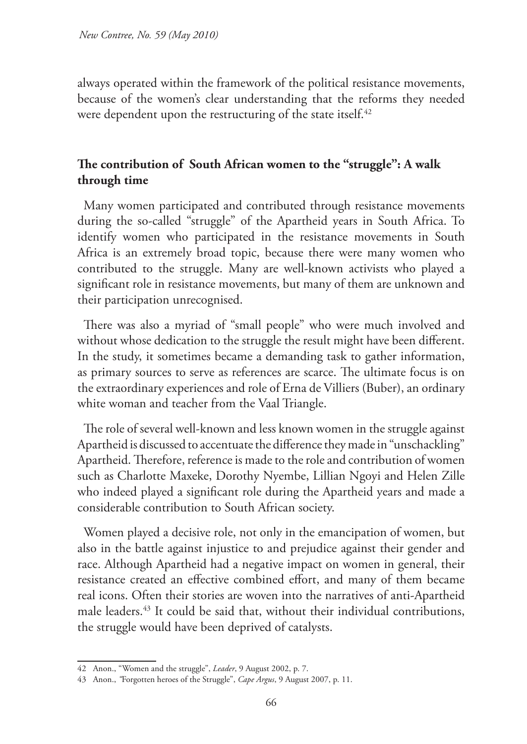always operated within the framework of the political resistance movements, because of the women's clear understanding that the reforms they needed were dependent upon the restructuring of the state itself.[42]

## The contribution of South African women to the "struggle": A walk through time

Many women participated and contributed through resistance movements during the so-called "struggle" of the Apartheid years in South Africa. To identify women who participated in the resistance movements in South Africa is an extremely broad topic, because there were many women who contributed to the struggle. Many are well-known activists who played a significant role in resistance movements, but many of them are unknown and their participation unrecognised.

There was also a myriad of "small people" who were much involved and without whose dedication to the struggle the result might have been different. In the study, it sometimes became a demanding task to gather information, as primary sources to serve as references are scarce. The ultimate focus is on the extraordinary experiences and role of Erna de Villiers (Buber), an ordinary white woman and teacher from the Vaal Triangle.

The role of several well-known and less known women in the struggle against Apartheid is discussed to accentuate the difference they made in "unschackling" Apartheid. Therefore, reference is made to the role and contribution of women such as Charlotte Maxeke, Dorothy Nyembe, Lillian Ngoyi and Helen Zille who indeed played a significant role during the Apartheid years and made a considerable contribution to South African society.

Women played a decisive role, not only in the emancipation of women, but also in the battle against injustice to and prejudice against their gender and race. Although Apartheid had a negative impact on women in general, their resistance created an effective combined effort, and many of them became real icons. Often their stories are woven into the narratives of anti-Apartheid male leaders.[43] It could be said that, without their individual contributions, the struggle would have been deprived of catalysts.

---

42 Anon., "Women and the struggle", *Leader*, 9 August 2002, p. 7.

43 Anon., "Forgotten heroes of the Struggle", *Cape Argus*, 9 August 2007, p. 11.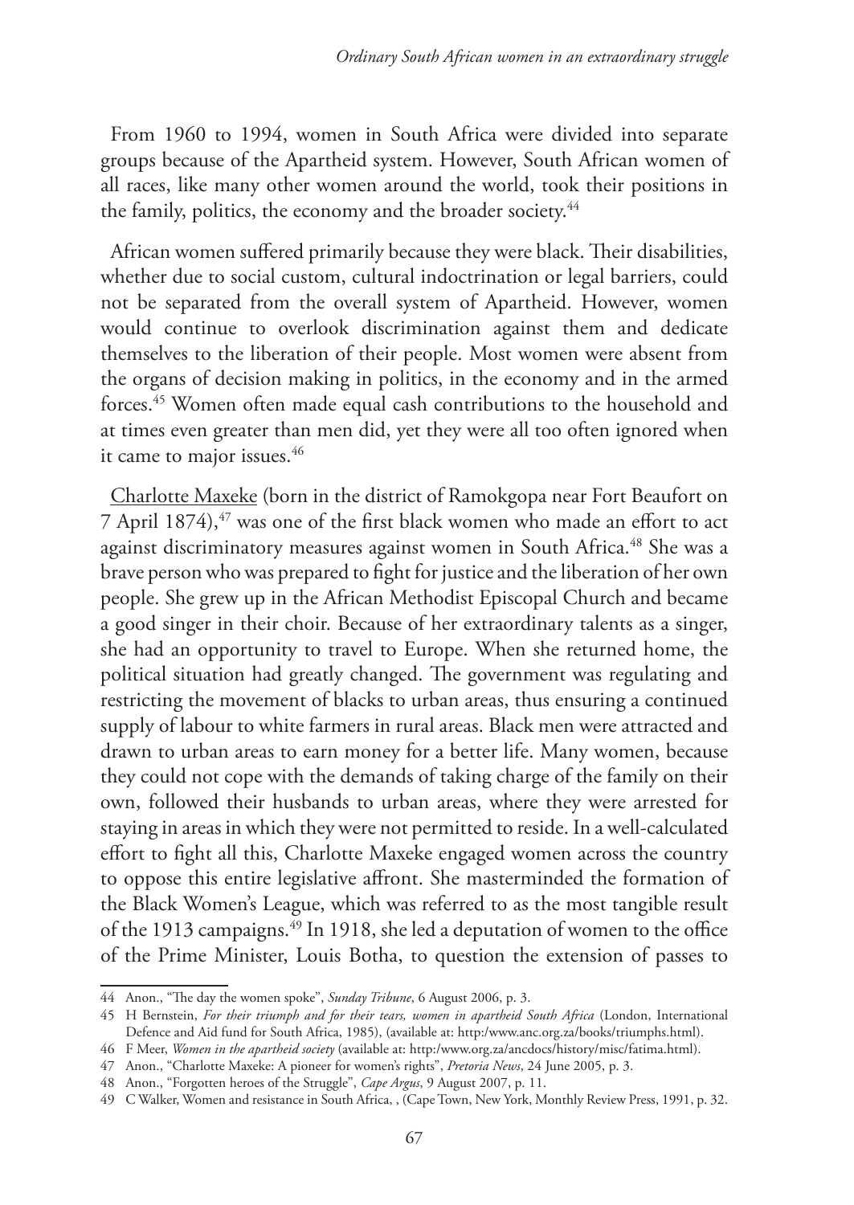From 1960 to 1994, women in South Africa were divided into separate groups because of the Apartheid system. However, South African women of all races, like many other women around the world, took their positions in the family, politics, the economy and the broader society.[44]

African women suffered primarily because they were black. Their disabilities, whether due to social custom, cultural indoctrination or legal barriers, could not be separated from the overall system of Apartheid. However, women would continue to overlook discrimination against them and dedicate themselves to the liberation of their people. Most women were absent from the organs of decision making in politics, in the economy and in the armed forces.[45] Women often made equal cash contributions to the household and at times even greater than men did, yet they were all too often ignored when it came to major issues.[46]

Charlotte Maxeke (born in the district of Ramokgopa near Fort Beaufort on 7 April 1874),[47] was one of the first black women who made an effort to act against discriminatory measures against women in South Africa.[48] She was a brave person who was prepared to fight for justice and the liberation of her own people. She grew up in the African Methodist Episcopal Church and became a good singer in their choir. Because of her extraordinary talents as a singer, she had an opportunity to travel to Europe. When she returned home, the political situation had greatly changed. The government was regulating and restricting the movement of blacks to urban areas, thus ensuring a continued supply of labour to white farmers in rural areas. Black men were attracted and drawn to urban areas to earn money for a better life. Many women, because they could not cope with the demands of taking charge of the family on their own, followed their husbands to urban areas, where they were arrested for staying in areas in which they were not permitted to reside. In a well-calculated effort to fight all this, Charlotte Maxeke engaged women across the country to oppose this entire legislative affront. She masterminded the formation of the Black Women's League, which was referred to as the most tangible result of the 1913 campaigns.[49] In 1918, she led a deputation of women to the office of the Prime Minister, Louis Botha, to question the extension of passes to

---

44 Anon., "The day the women spoke", *Sunday Tribune*, 6 August 2006, p. 3.

45 H Bernstein, *For their triumph and for their tears, women in apartheid South Africa* (London, International Defence and Aid fund for South Africa, 1985), (available at: http:/www.anc.org.za/books/triumphs.html).

46 F Meer, *Women in the apartheid society* (available at: http:/www.org.za/ancdocs/history/misc/fatima.html).

47 Anon., "Charlotte Maxeke: A pioneer for women's rights", *Pretoria News*, 24 June 2005, p. 3.

48 Anon., "Forgotten heroes of the Struggle", *Cape Argus*, 9 August 2007, p. 11.

49 C Walker, Women and resistance in South Africa, , (Cape Town, New York, Monthly Review Press, 1991, p. 32.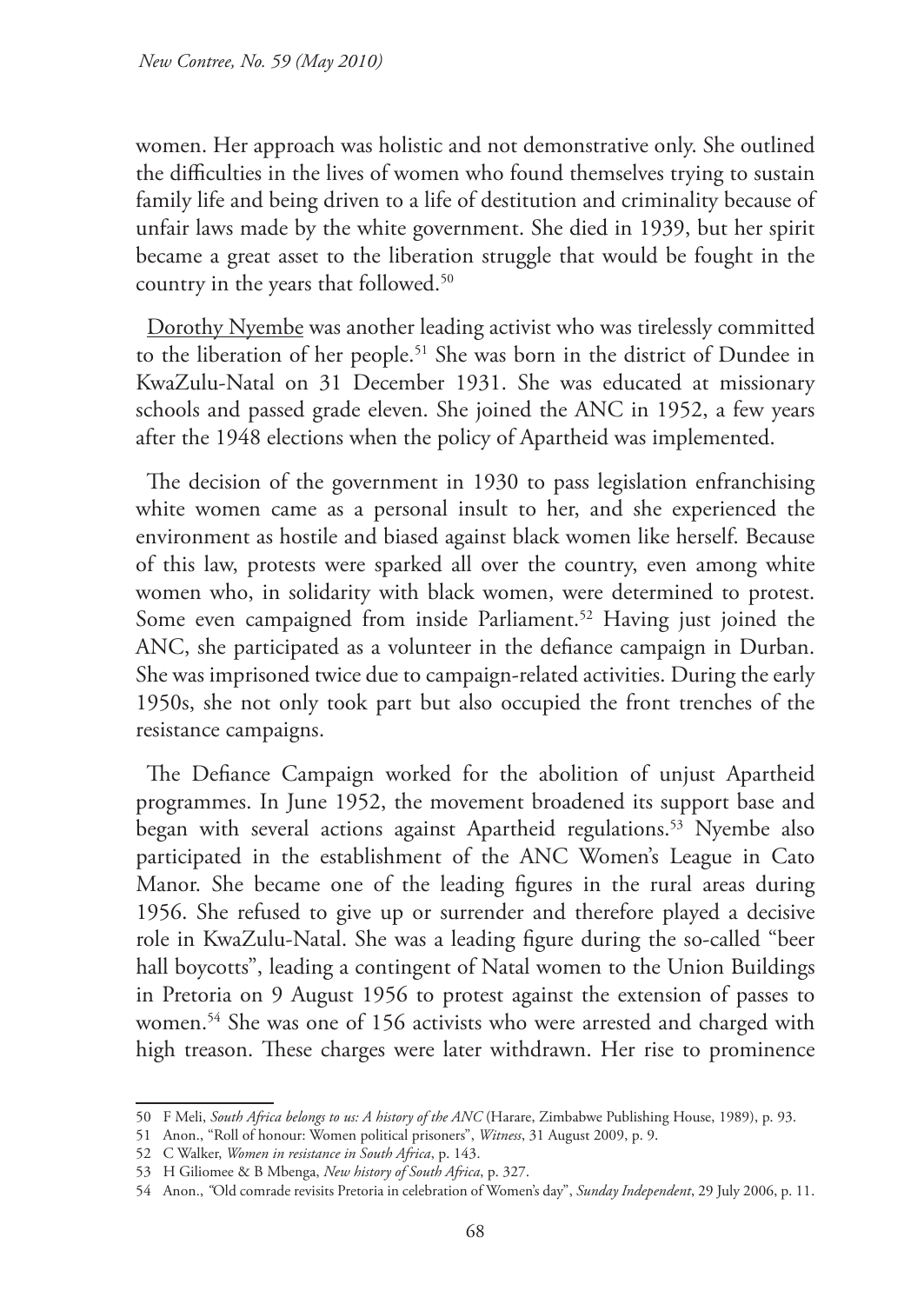women. Her approach was holistic and not demonstrative only. She outlined the difficulties in the lives of women who found themselves trying to sustain family life and being driven to a life of destitution and criminality because of unfair laws made by the white government. She died in 1939, but her spirit became a great asset to the liberation struggle that would be fought in the country in the years that followed.[50]

Dorothy Nyembe was another leading activist who was tirelessly committed to the liberation of her people.[51] She was born in the district of Dundee in KwaZulu-Natal on 31 December 1931. She was educated at missionary schools and passed grade eleven. She joined the ANC in 1952, a few years after the 1948 elections when the policy of Apartheid was implemented.

The decision of the government in 1930 to pass legislation enfranchising white women came as a personal insult to her, and she experienced the environment as hostile and biased against black women like herself. Because of this law, protests were sparked all over the country, even among white women who, in solidarity with black women, were determined to protest. Some even campaigned from inside Parliament.[52] Having just joined the ANC, she participated as a volunteer in the defiance campaign in Durban. She was imprisoned twice due to campaign-related activities. During the early 1950s, she not only took part but also occupied the front trenches of the resistance campaigns.

The Defiance Campaign worked for the abolition of unjust Apartheid programmes. In June 1952, the movement broadened its support base and began with several actions against Apartheid regulations.[53] Nyembe also participated in the establishment of the ANC Women's League in Cato Manor. She became one of the leading figures in the rural areas during 1956. She refused to give up or surrender and therefore played a decisive role in KwaZulu-Natal. She was a leading figure during the so-called "beer hall boycotts", leading a contingent of Natal women to the Union Buildings in Pretoria on 9 August 1956 to protest against the extension of passes to women.[54] She was one of 156 activists who were arrested and charged with high treason. These charges were later withdrawn. Her rise to prominence

---

50 F Meli, *South Africa belongs to us: A history of the ANC* (Harare, Zimbabwe Publishing House, 1989), p. 93.

51 Anon., "Roll of honour: Women political prisoners", *Witness*, 31 August 2009, p. 9.

52 C Walker, *Women in resistance in South Africa*, p. 143.

53 H Giliomee & B Mbenga, *New history of South Africa*, p. 327.

54 Anon., "Old comrade revisits Pretoria in celebration of Women's day", *Sunday Independent*, 29 July 2006, p. 11.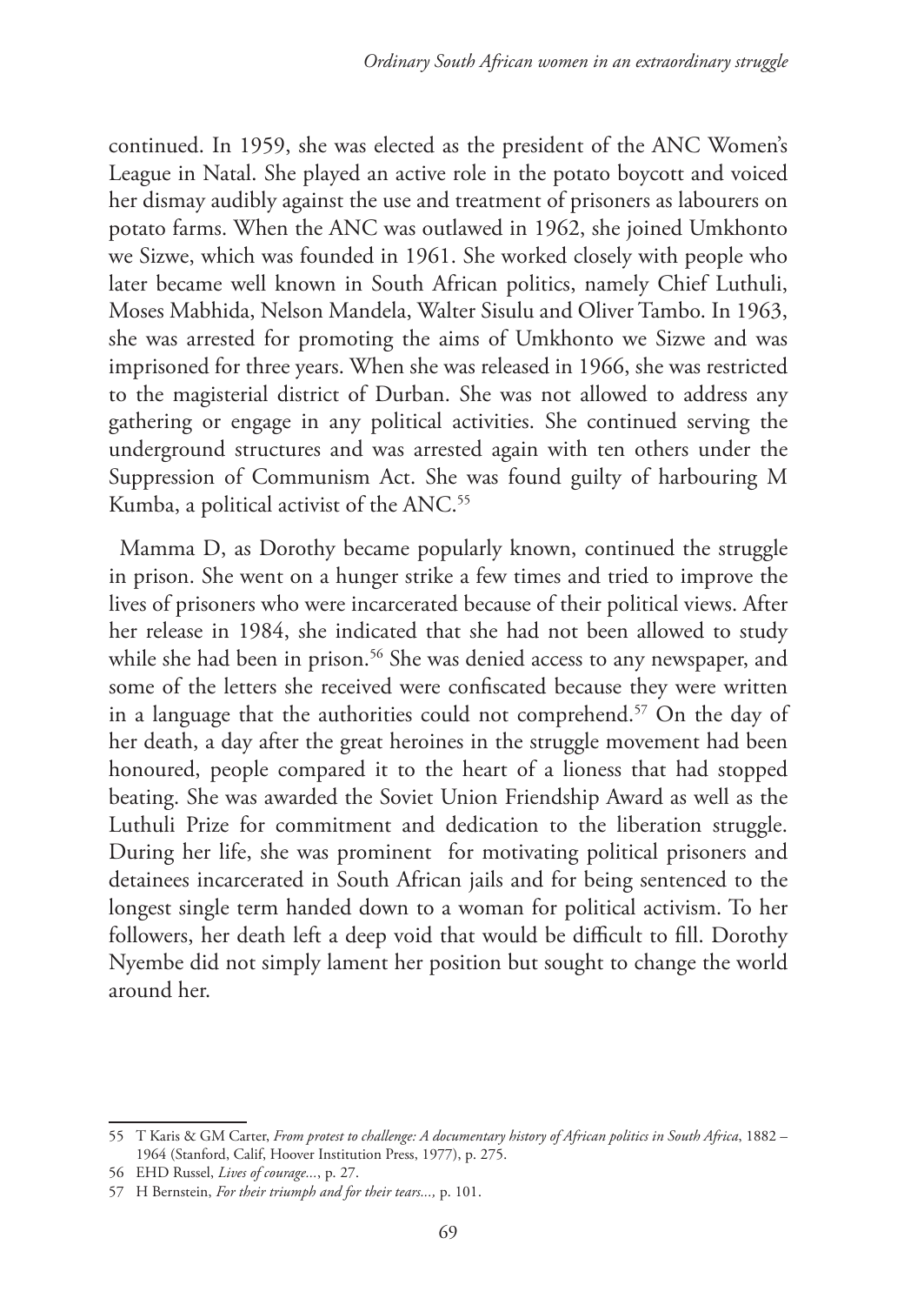continued. In 1959, she was elected as the president of the ANC Women's League in Natal. She played an active role in the potato boycott and voiced her dismay audibly against the use and treatment of prisoners as labourers on potato farms. When the ANC was outlawed in 1962, she joined Umkhonto we Sizwe, which was founded in 1961. She worked closely with people who later became well known in South African politics, namely Chief Luthuli, Moses Mabhida, Nelson Mandela, Walter Sisulu and Oliver Tambo. In 1963, she was arrested for promoting the aims of Umkhonto we Sizwe and was imprisoned for three years. When she was released in 1966, she was restricted to the magisterial district of Durban. She was not allowed to address any gathering or engage in any political activities. She continued serving the underground structures and was arrested again with ten others under the Suppression of Communism Act. She was found guilty of harbouring M Kumba, a political activist of the ANC.[55]

Mamma D, as Dorothy became popularly known, continued the struggle in prison. She went on a hunger strike a few times and tried to improve the lives of prisoners who were incarcerated because of their political views. After her release in 1984, she indicated that she had not been allowed to study while she had been in prison.[56] She was denied access to any newspaper, and some of the letters she received were confiscated because they were written in a language that the authorities could not comprehend.[57] On the day of her death, a day after the great heroines in the struggle movement had been honoured, people compared it to the heart of a lioness that had stopped beating. She was awarded the Soviet Union Friendship Award as well as the Luthuli Prize for commitment and dedication to the liberation struggle. During her life, she was prominent for motivating political prisoners and detainees incarcerated in South African jails and for being sentenced to the longest single term handed down to a woman for political activism. To her followers, her death left a deep void that would be difficult to fill. Dorothy Nyembe did not simply lament her position but sought to change the world around her.

---

55 T Karis & GM Carter, *From protest to challenge: A documentary history of African politics in South Africa*, 1882 – 1964 (Stanford, Calif, Hoover Institution Press, 1977), p. 275.

56 EHD Russel, *Lives of courage...*, p. 27.

57 H Bernstein, *For their triumph and for their tears...,* p. 101.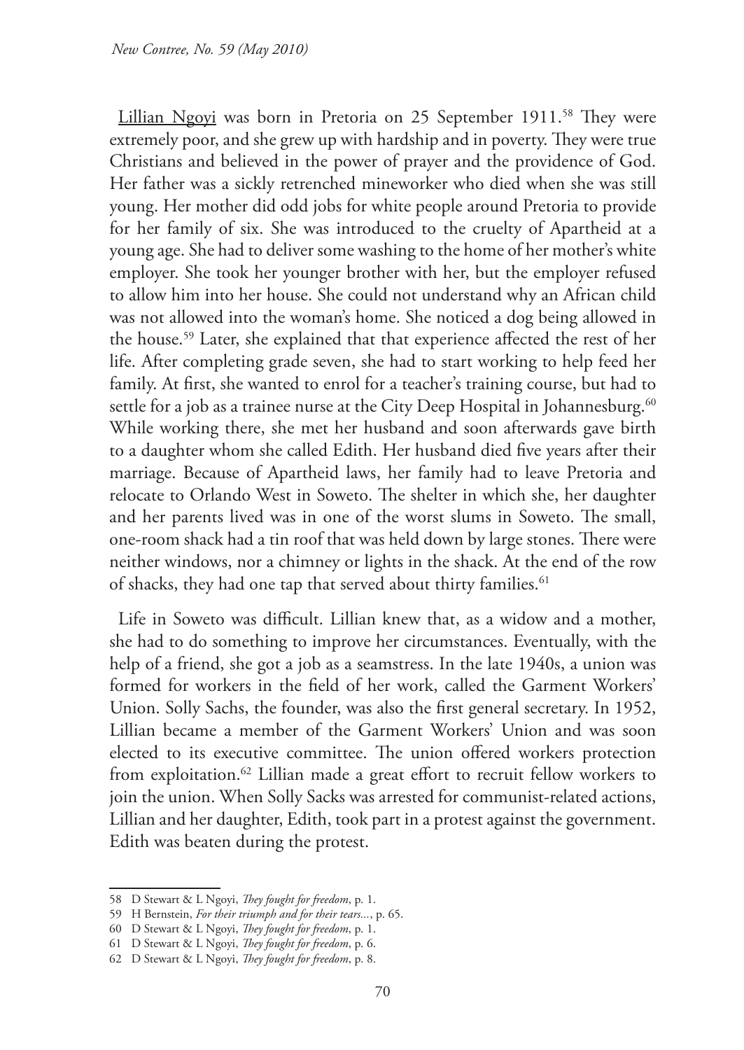Lillian Ngoyi was born in Pretoria on 25 September 1911.[58] They were extremely poor, and she grew up with hardship and in poverty. They were true Christians and believed in the power of prayer and the providence of God. Her father was a sickly retrenched mineworker who died when she was still young. Her mother did odd jobs for white people around Pretoria to provide for her family of six. She was introduced to the cruelty of Apartheid at a young age. She had to deliver some washing to the home of her mother's white employer. She took her younger brother with her, but the employer refused to allow him into her house. She could not understand why an African child was not allowed into the woman's home. She noticed a dog being allowed in the house.[59] Later, she explained that that experience affected the rest of her life. After completing grade seven, she had to start working to help feed her family. At first, she wanted to enrol for a teacher's training course, but had to settle for a job as a trainee nurse at the City Deep Hospital in Johannesburg.[60] While working there, she met her husband and soon afterwards gave birth to a daughter whom she called Edith. Her husband died five years after their marriage. Because of Apartheid laws, her family had to leave Pretoria and relocate to Orlando West in Soweto. The shelter in which she, her daughter and her parents lived was in one of the worst slums in Soweto. The small, one-room shack had a tin roof that was held down by large stones. There were neither windows, nor a chimney or lights in the shack. At the end of the row of shacks, they had one tap that served about thirty families.[61]

Life in Soweto was difficult. Lillian knew that, as a widow and a mother, she had to do something to improve her circumstances. Eventually, with the help of a friend, she got a job as a seamstress. In the late 1940s, a union was formed for workers in the field of her work, called the Garment Workers' Union. Solly Sachs, the founder, was also the first general secretary. In 1952, Lillian became a member of the Garment Workers' Union and was soon elected to its executive committee. The union offered workers protection from exploitation.[62] Lillian made a great effort to recruit fellow workers to join the union. When Solly Sacks was arrested for communist-related actions, Lillian and her daughter, Edith, took part in a protest against the government. Edith was beaten during the protest.

---

58 D Stewart & L Ngoyi, *They fought for freedom*, p. 1.

59 H Bernstein, *For their triumph and for their tears...*, p. 65.

60 D Stewart & L Ngoyi, *They fought for freedom*, p. 1.

61 D Stewart & L Ngoyi, *They fought for freedom*, p. 6.

62 D Stewart & L Ngoyi, *They fought for freedom*, p. 8.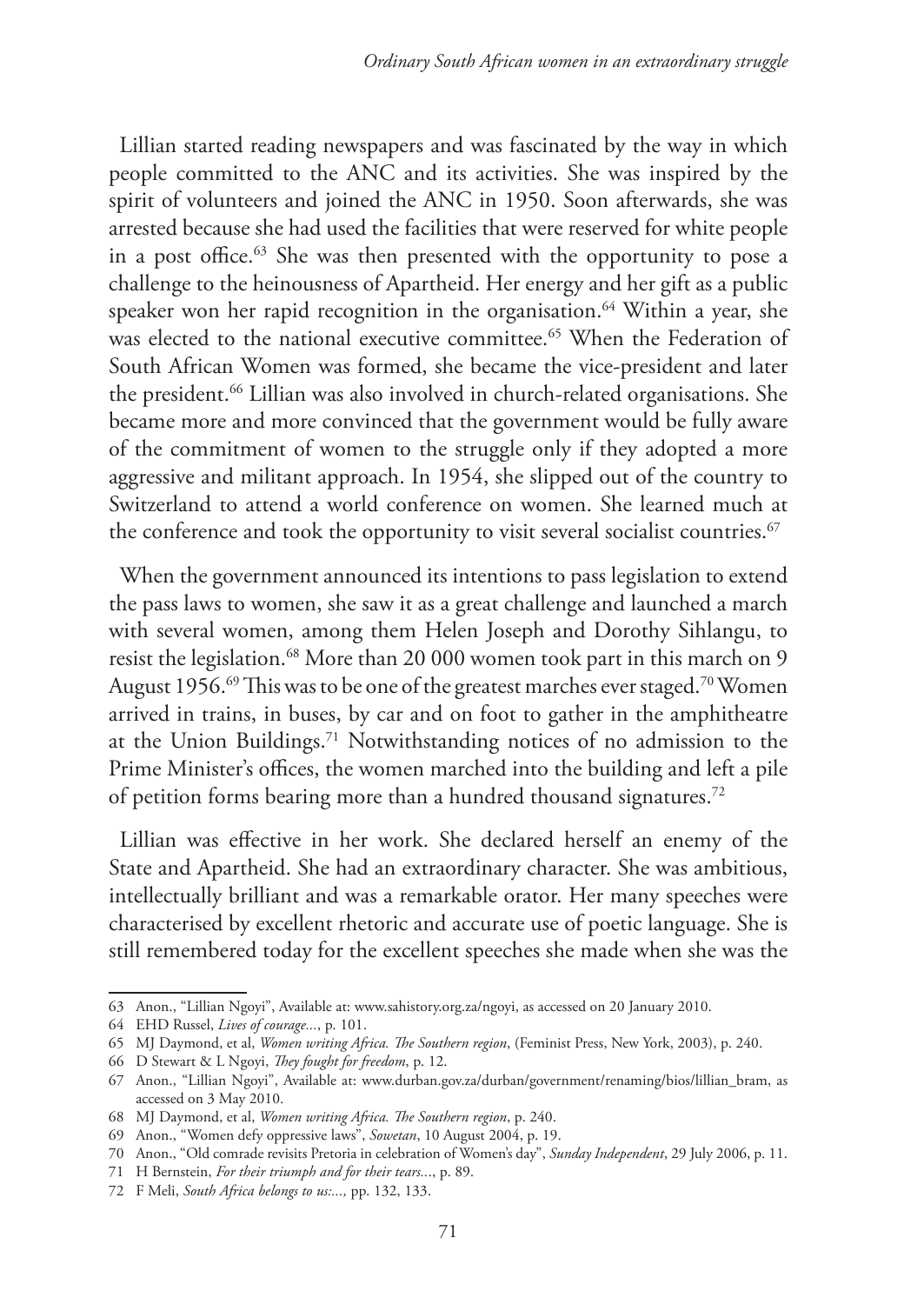Lillian started reading newspapers and was fascinated by the way in which people committed to the ANC and its activities. She was inspired by the spirit of volunteers and joined the ANC in 1950. Soon afterwards, she was arrested because she had used the facilities that were reserved for white people in a post office.[63] She was then presented with the opportunity to pose a challenge to the heinousness of Apartheid. Her energy and her gift as a public speaker won her rapid recognition in the organisation.[64] Within a year, she was elected to the national executive committee.[65] When the Federation of South African Women was formed, she became the vice-president and later the president.[66] Lillian was also involved in church-related organisations. She became more and more convinced that the government would be fully aware of the commitment of women to the struggle only if they adopted a more aggressive and militant approach. In 1954, she slipped out of the country to Switzerland to attend a world conference on women. She learned much at the conference and took the opportunity to visit several socialist countries.[67]

When the government announced its intentions to pass legislation to extend the pass laws to women, she saw it as a great challenge and launched a march with several women, among them Helen Joseph and Dorothy Sihlangu, to resist the legislation.[68] More than 20 000 women took part in this march on 9 August 1956.[69] This was to be one of the greatest marches ever staged.[70] Women arrived in trains, in buses, by car and on foot to gather in the amphitheatre at the Union Buildings.[71] Notwithstanding notices of no admission to the Prime Minister's offices, the women marched into the building and left a pile of petition forms bearing more than a hundred thousand signatures.[72]

Lillian was effective in her work. She declared herself an enemy of the State and Apartheid. She had an extraordinary character. She was ambitious, intellectually brilliant and was a remarkable orator. Her many speeches were characterised by excellent rhetoric and accurate use of poetic language. She is still remembered today for the excellent speeches she made when she was the

---

63 Anon., "Lillian Ngoyi", Available at: www.sahistory.org.za/ngoyi, as accessed on 20 January 2010.

64 EHD Russel, *Lives of courage...*, p. 101.

65 MJ Daymond, et al, *Women writing Africa. The Southern region*, (Feminist Press, New York, 2003), p. 240.

66 D Stewart & L Ngoyi, *They fought for freedom*, p. 12.

67 Anon., "Lillian Ngoyi", Available at: www.durban.gov.za/durban/government/renaming/bios/lillian_bram, as accessed on 3 May 2010.

68 MJ Daymond, et al, *Women writing Africa. The Southern region*, p. 240.

69 Anon., "Women defy oppressive laws", *Sowetan*, 10 August 2004, p. 19.

70 Anon., "Old comrade revisits Pretoria in celebration of Women's day", *Sunday Independent*, 29 July 2006, p. 11.

71 H Bernstein, *For their triumph and for their tears...*, p. 89.

72 F Meli, *South Africa belongs to us:...,* pp. 132, 133.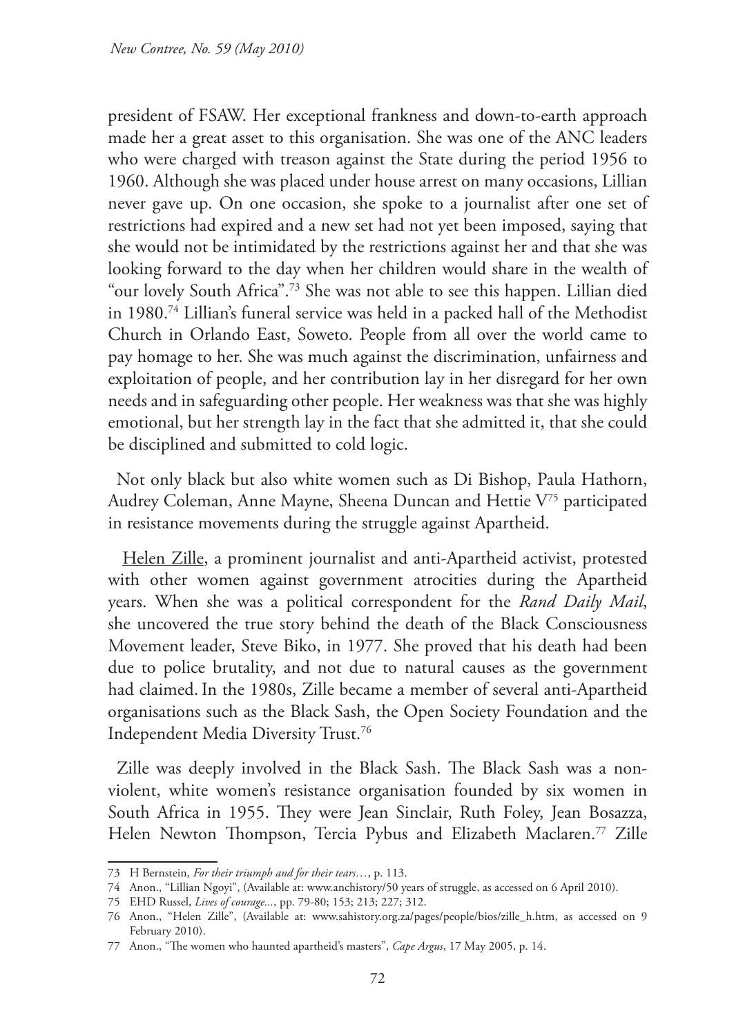president of FSAW. Her exceptional frankness and down-to-earth approach made her a great asset to this organisation. She was one of the ANC leaders who were charged with treason against the State during the period 1956 to 1960. Although she was placed under house arrest on many occasions, Lillian never gave up. On one occasion, she spoke to a journalist after one set of restrictions had expired and a new set had not yet been imposed, saying that she would not be intimidated by the restrictions against her and that she was looking forward to the day when her children would share in the wealth of "our lovely South Africa".[73] She was not able to see this happen. Lillian died in 1980.[74] Lillian's funeral service was held in a packed hall of the Methodist Church in Orlando East, Soweto. People from all over the world came to pay homage to her. She was much against the discrimination, unfairness and exploitation of people, and her contribution lay in her disregard for her own needs and in safeguarding other people. Her weakness was that she was highly emotional, but her strength lay in the fact that she admitted it, that she could be disciplined and submitted to cold logic.

Not only black but also white women such as Di Bishop, Paula Hathorn, Audrey Coleman, Anne Mayne, Sheena Duncan and Hettie V[75] participated in resistance movements during the struggle against Apartheid.

Helen Zille, a prominent journalist and anti-Apartheid activist, protested with other women against government atrocities during the Apartheid years. When she was a political correspondent for the *Rand Daily Mail*, she uncovered the true story behind the death of the Black Consciousness Movement leader, Steve Biko, in 1977. She proved that his death had been due to police brutality, and not due to natural causes as the government had claimed. In the 1980s, Zille became a member of several anti-Apartheid organisations such as the Black Sash, the Open Society Foundation and the Independent Media Diversity Trust.[76]

Zille was deeply involved in the Black Sash. The Black Sash was a non-violent, white women's resistance organisation founded by six women in South Africa in 1955. They were Jean Sinclair, Ruth Foley, Jean Bosazza, Helen Newton Thompson, Tercia Pybus and Elizabeth Maclaren.[77] Zille

---

73 H Bernstein, *For their triumph and for their tears…*, p. 113.

74 Anon., "Lillian Ngoyi", (Available at: www.anchistory/50 years of struggle, as accessed on 6 April 2010).

75 EHD Russel, *Lives of courage...*, pp. 79-80; 153; 213; 227; 312.

76 Anon., "Helen Zille", (Available at: www.sahistory.org.za/pages/people/bios/zille_h.htm, as accessed on 9 February 2010).

77 Anon., "The women who haunted apartheid's masters", *Cape Argus*, 17 May 2005, p. 14.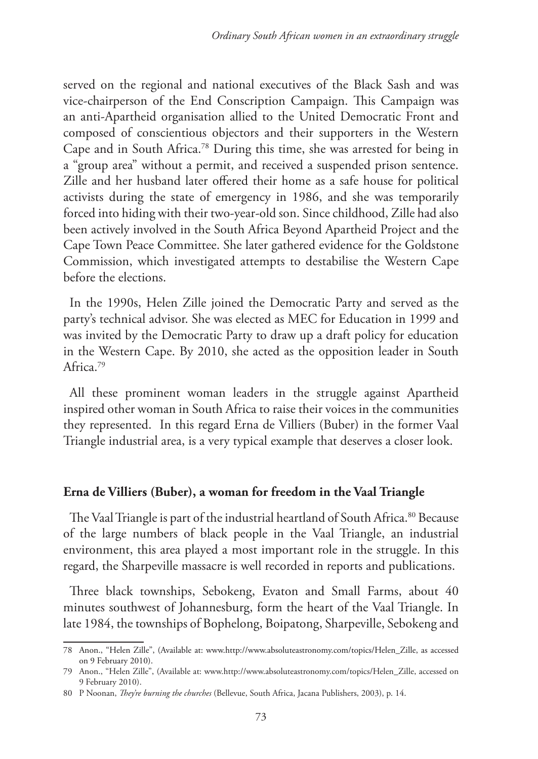served on the regional and national executives of the Black Sash and was vice-chairperson of the End Conscription Campaign. This Campaign was an anti-Apartheid organisation allied to the United Democratic Front and composed of conscientious objectors and their supporters in the Western Cape and in South Africa.[78] During this time, she was arrested for being in a "group area" without a permit, and received a suspended prison sentence. Zille and her husband later offered their home as a safe house for political activists during the state of emergency in 1986, and she was temporarily forced into hiding with their two-year-old son. Since childhood, Zille had also been actively involved in the South Africa Beyond Apartheid Project and the Cape Town Peace Committee. She later gathered evidence for the Goldstone Commission, which investigated attempts to destabilise the Western Cape before the elections.

In the 1990s, Helen Zille joined the Democratic Party and served as the party's technical advisor. She was elected as MEC for Education in 1999 and was invited by the Democratic Party to draw up a draft policy for education in the Western Cape. By 2010, she acted as the opposition leader in South Africa.[79]

All these prominent woman leaders in the struggle against Apartheid inspired other woman in South Africa to raise their voices in the communities they represented. In this regard Erna de Villiers (Buber) in the former Vaal Triangle industrial area, is a very typical example that deserves a closer look.

## Erna de Villiers (Buber), a woman for freedom in the Vaal Triangle

The Vaal Triangle is part of the industrial heartland of South Africa.[80] Because of the large numbers of black people in the Vaal Triangle, an industrial environment, this area played a most important role in the struggle. In this regard, the Sharpeville massacre is well recorded in reports and publications.

Three black townships, Sebokeng, Evaton and Small Farms, about 40 minutes southwest of Johannesburg, form the heart of the Vaal Triangle. In late 1984, the townships of Bophelong, Boipatong, Sharpeville, Sebokeng and

---

78 Anon., "Helen Zille", (Available at: www.http://www.absoluteastronomy.com/topics/Helen_Zille, as accessed on 9 February 2010).

79 Anon., "Helen Zille", (Available at: www.http://www.absoluteastronomy.com/topics/Helen_Zille, accessed on 9 February 2010).

80 P Noonan, *They're burning the churches* (Bellevue, South Africa, Jacana Publishers, 2003), p. 14.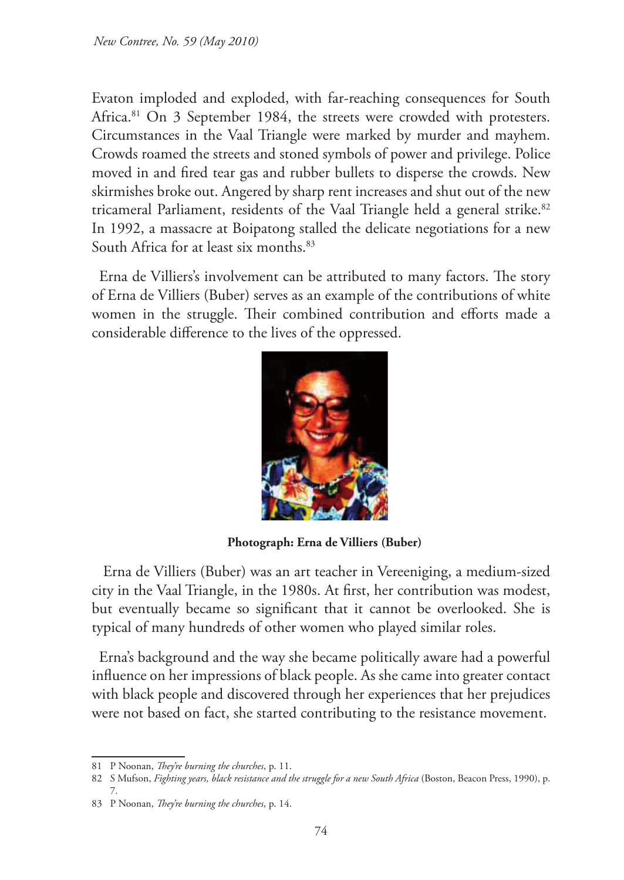Evaton imploded and exploded, with far-reaching consequences for South Africa.[81] On 3 September 1984, the streets were crowded with protesters. Circumstances in the Vaal Triangle were marked by murder and mayhem. Crowds roamed the streets and stoned symbols of power and privilege. Police moved in and fired tear gas and rubber bullets to disperse the crowds. New skirmishes broke out. Angered by sharp rent increases and shut out of the new tricameral Parliament, residents of the Vaal Triangle held a general strike.[82] In 1992, a massacre at Boipatong stalled the delicate negotiations for a new South Africa for at least six months.[83]

Erna de Villiers's involvement can be attributed to many factors. The story of Erna de Villiers (Buber) serves as an example of the contributions of white women in the struggle. Their combined contribution and efforts made a considerable difference to the lives of the oppressed.

**Photograph: Erna de Villiers (Buber)**

Erna de Villiers (Buber) was an art teacher in Vereeniging, a medium-sized city in the Vaal Triangle, in the 1980s. At first, her contribution was modest, but eventually became so significant that it cannot be overlooked. She is typical of many hundreds of other women who played similar roles.

Erna's background and the way she became politically aware had a powerful influence on her impressions of black people. As she came into greater contact with black people and discovered through her experiences that her prejudices were not based on fact, she started contributing to the resistance movement.

---

81 P Noonan, *They're burning the churches*, p. 11.

82 S Mufson, *Fighting years, black resistance and the struggle for a new South Africa* (Boston, Beacon Press, 1990), p. 7.

83 P Noonan, *They're burning the churches*, p. 14.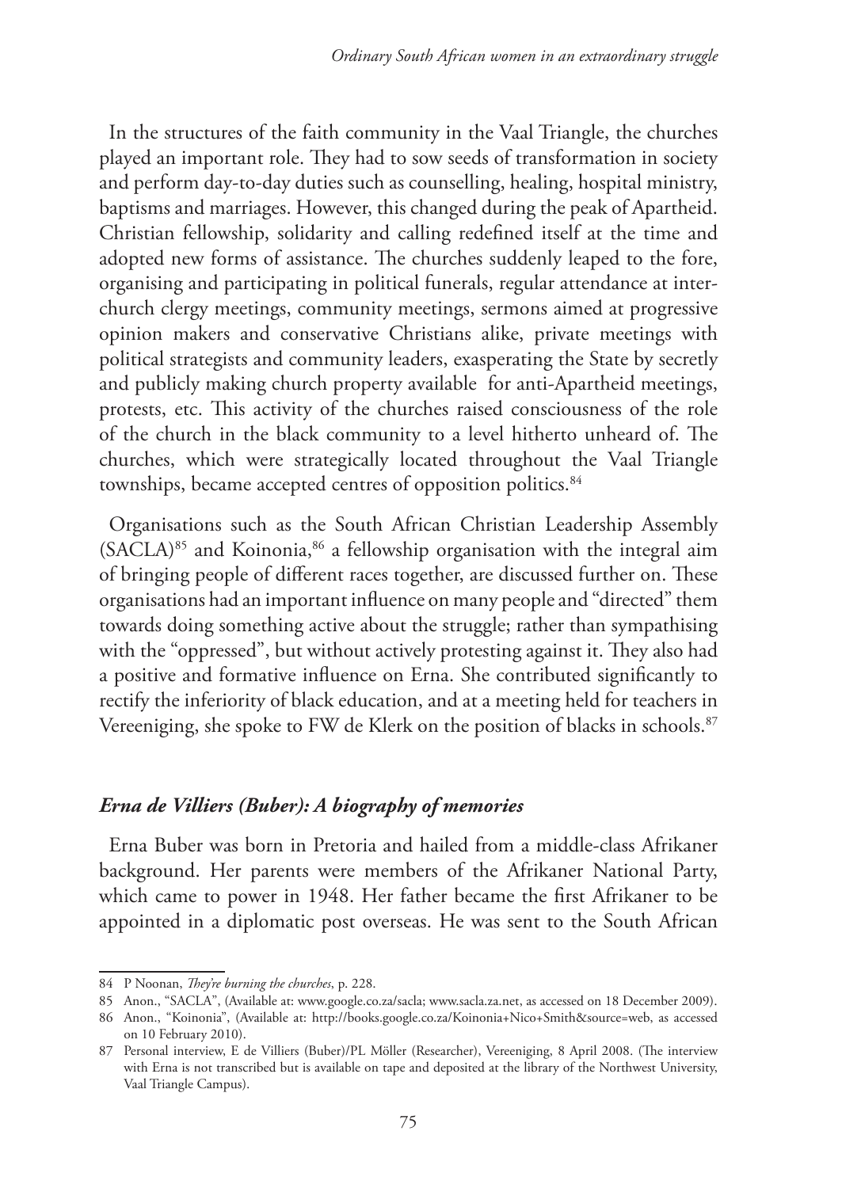In the structures of the faith community in the Vaal Triangle, the churches played an important role. They had to sow seeds of transformation in society and perform day-to-day duties such as counselling, healing, hospital ministry, baptisms and marriages. However, this changed during the peak of Apartheid. Christian fellowship, solidarity and calling redefined itself at the time and adopted new forms of assistance. The churches suddenly leaped to the fore, organising and participating in political funerals, regular attendance at inter-church clergy meetings, community meetings, sermons aimed at progressive opinion makers and conservative Christians alike, private meetings with political strategists and community leaders, exasperating the State by secretly and publicly making church property available for anti-Apartheid meetings, protests, etc. This activity of the churches raised consciousness of the role of the church in the black community to a level hitherto unheard of. The churches, which were strategically located throughout the Vaal Triangle townships, became accepted centres of opposition politics.[84]

Organisations such as the South African Christian Leadership Assembly (SACLA)[85] and Koinonia,[86] a fellowship organisation with the integral aim of bringing people of different races together, are discussed further on. These organisations had an important influence on many people and "directed" them towards doing something active about the struggle; rather than sympathising with the "oppressed", but without actively protesting against it. They also had a positive and formative influence on Erna. She contributed significantly to rectify the inferiority of black education, and at a meeting held for teachers in Vereeniging, she spoke to FW de Klerk on the position of blacks in schools.[87]

### *Erna de Villiers (Buber): A biography of memories*

Erna Buber was born in Pretoria and hailed from a middle-class Afrikaner background. Her parents were members of the Afrikaner National Party, which came to power in 1948. Her father became the first Afrikaner to be appointed in a diplomatic post overseas. He was sent to the South African

---

84 P Noonan, *They're burning the churches*, p. 228.

85 Anon., "SACLA", (Available at: www.google.co.za/sacla; www.sacla.za.net, as accessed on 18 December 2009).

86 Anon., "Koinonia", (Available at: http://books.google.co.za/Koinonia+Nico+Smith&source=web, as accessed on 10 February 2010).

87 Personal interview, E de Villiers (Buber)/PL Möller (Researcher), Vereeniging, 8 April 2008. (The interview with Erna is not transcribed but is available on tape and deposited at the library of the Northwest University, Vaal Triangle Campus).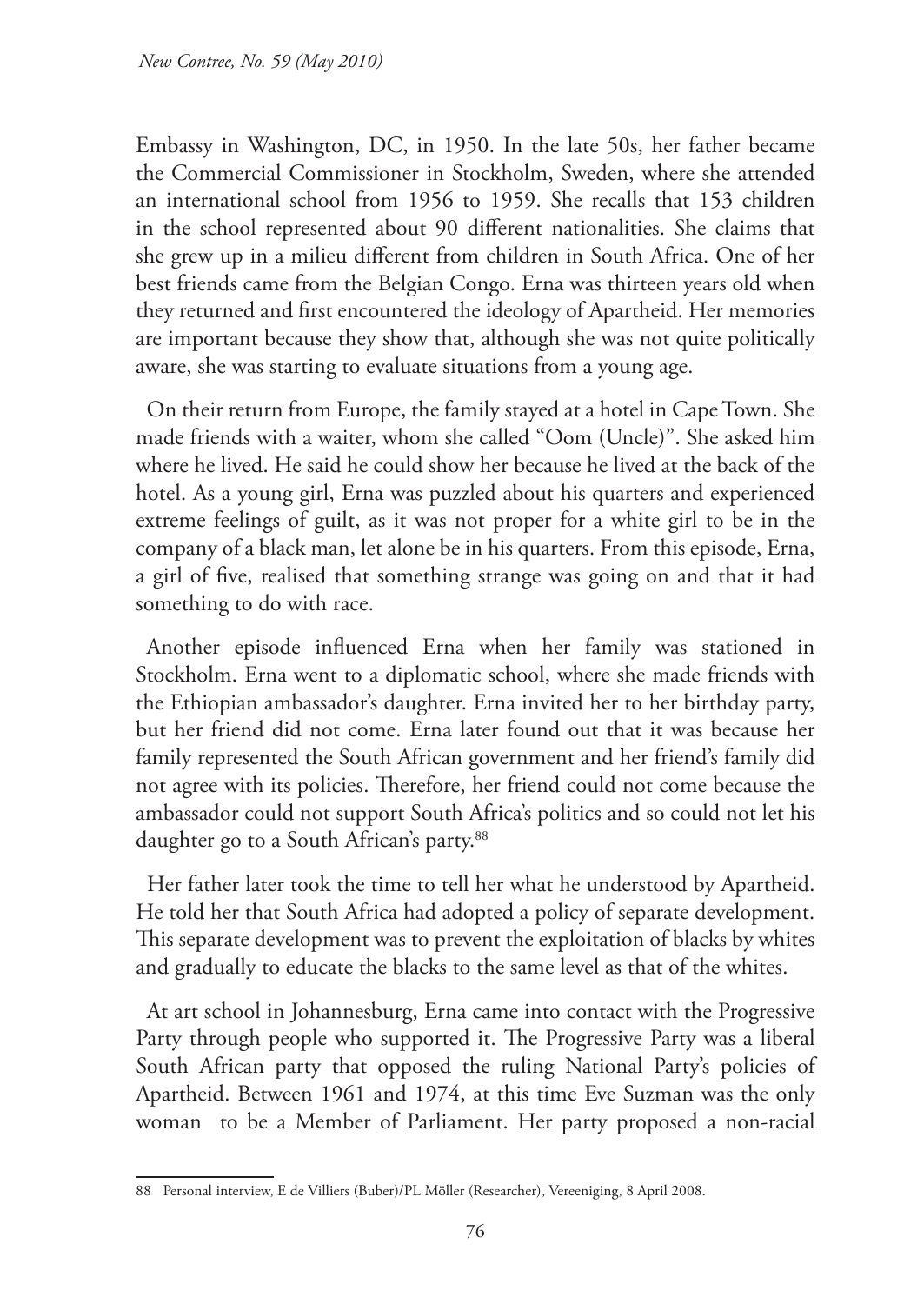Embassy in Washington, DC, in 1950. In the late 50s, her father became the Commercial Commissioner in Stockholm, Sweden, where she attended an international school from 1956 to 1959. She recalls that 153 children in the school represented about 90 different nationalities. She claims that she grew up in a milieu different from children in South Africa. One of her best friends came from the Belgian Congo. Erna was thirteen years old when they returned and first encountered the ideology of Apartheid. Her memories are important because they show that, although she was not quite politically aware, she was starting to evaluate situations from a young age.

On their return from Europe, the family stayed at a hotel in Cape Town. She made friends with a waiter, whom she called "Oom (Uncle)". She asked him where he lived. He said he could show her because he lived at the back of the hotel. As a young girl, Erna was puzzled about his quarters and experienced extreme feelings of guilt, as it was not proper for a white girl to be in the company of a black man, let alone be in his quarters. From this episode, Erna, a girl of five, realised that something strange was going on and that it had something to do with race.

Another episode influenced Erna when her family was stationed in Stockholm. Erna went to a diplomatic school, where she made friends with the Ethiopian ambassador's daughter. Erna invited her to her birthday party, but her friend did not come. Erna later found out that it was because her family represented the South African government and her friend's family did not agree with its policies. Therefore, her friend could not come because the ambassador could not support South Africa's politics and so could not let his daughter go to a South African's party.[88]

Her father later took the time to tell her what he understood by Apartheid. He told her that South Africa had adopted a policy of separate development. This separate development was to prevent the exploitation of blacks by whites and gradually to educate the blacks to the same level as that of the whites.

At art school in Johannesburg, Erna came into contact with the Progressive Party through people who supported it. The Progressive Party was a liberal South African party that opposed the ruling National Party's policies of Apartheid. Between 1961 and 1974, at this time Eve Suzman was the only woman to be a Member of Parliament. Her party proposed a non-racial

---

88 Personal interview, E de Villiers (Buber)/PL Möller (Researcher), Vereeniging, 8 April 2008.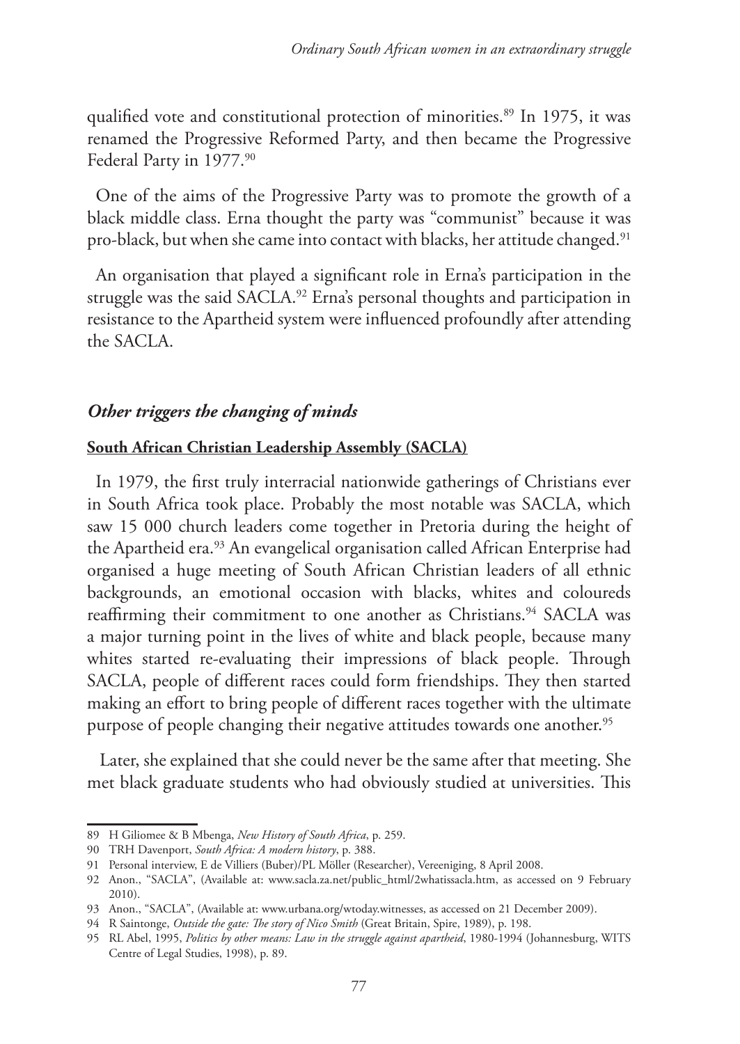qualified vote and constitutional protection of minorities.[89] In 1975, it was renamed the Progressive Reformed Party, and then became the Progressive Federal Party in 1977.[90]

One of the aims of the Progressive Party was to promote the growth of a black middle class. Erna thought the party was "communist" because it was pro-black, but when she came into contact with blacks, her attitude changed.[91]

An organisation that played a significant role in Erna's participation in the struggle was the said SACLA.[92] Erna's personal thoughts and participation in resistance to the Apartheid system were influenced profoundly after attending the SACLA.

### *Other triggers the changing of minds*

#### **South African Christian Leadership Assembly (SACLA)**

In 1979, the first truly interracial nationwide gatherings of Christians ever in South Africa took place. Probably the most notable was SACLA, which saw 15 000 church leaders come together in Pretoria during the height of the Apartheid era.[93] An evangelical organisation called African Enterprise had organised a huge meeting of South African Christian leaders of all ethnic backgrounds, an emotional occasion with blacks, whites and coloureds reaffirming their commitment to one another as Christians.[94] SACLA was a major turning point in the lives of white and black people, because many whites started re-evaluating their impressions of black people. Through SACLA, people of different races could form friendships. They then started making an effort to bring people of different races together with the ultimate purpose of people changing their negative attitudes towards one another.[95]

Later, she explained that she could never be the same after that meeting. She met black graduate students who had obviously studied at universities. This

---

89 H Giliomee & B Mbenga, *New History of South Africa*, p. 259.

90 TRH Davenport, *South Africa: A modern history*, p. 388.

91 Personal interview, E de Villiers (Buber)/PL Möller (Researcher), Vereeniging, 8 April 2008.

92 Anon., "SACLA", (Available at: www.sacla.za.net/public_html/2whatissacla.htm, as accessed on 9 February 2010).

93 Anon., "SACLA", (Available at: www.urbana.org/wtoday.witnesses, as accessed on 21 December 2009).

94 R Saintonge, *Outside the gate: The story of Nico Smith* (Great Britain, Spire, 1989), p. 198.

95 RL Abel, 1995, *Politics by other means: Law in the struggle against apartheid*, 1980-1994 (Johannesburg, WITS Centre of Legal Studies, 1998), p. 89.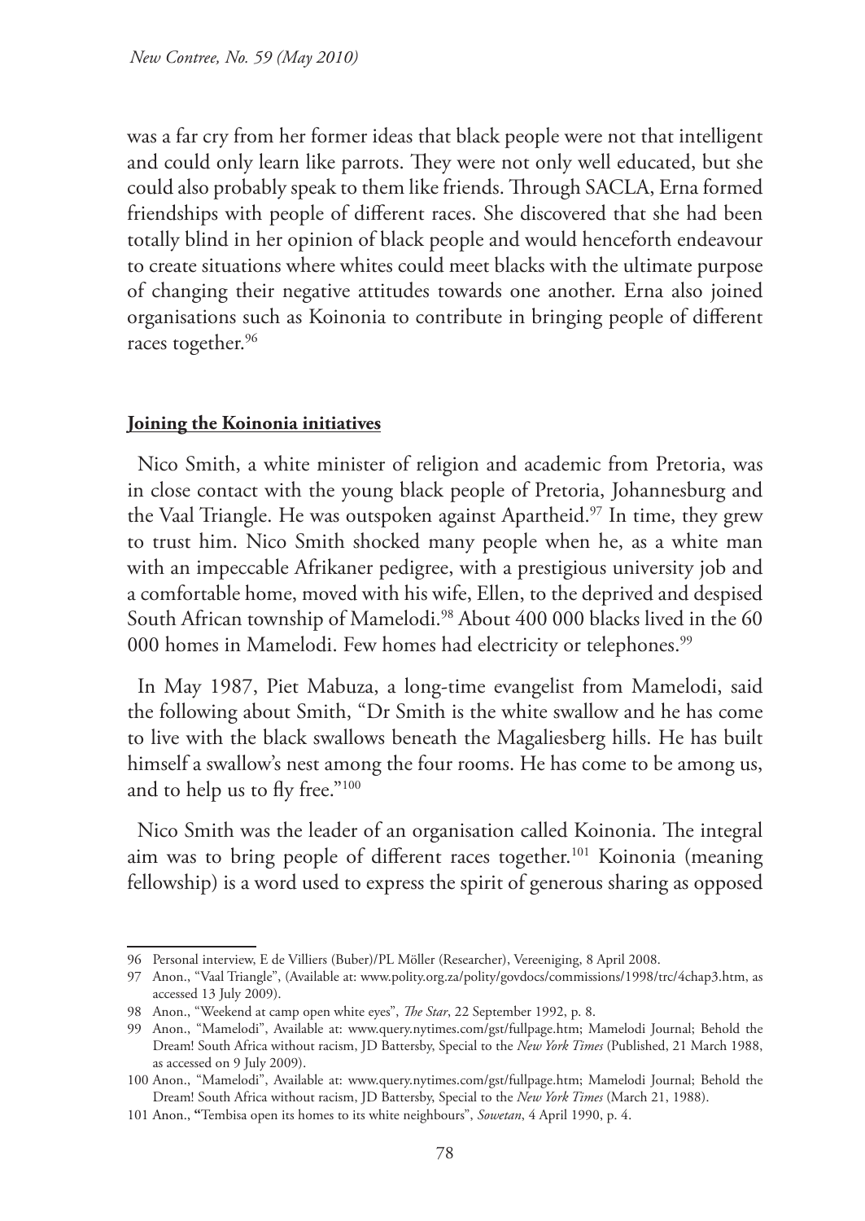was a far cry from her former ideas that black people were not that intelligent and could only learn like parrots. They were not only well educated, but she could also probably speak to them like friends. Through SACLA, Erna formed friendships with people of different races. She discovered that she had been totally blind in her opinion of black people and would henceforth endeavour to create situations where whites could meet blacks with the ultimate purpose of changing their negative attitudes towards one another. Erna also joined organisations such as Koinonia to contribute in bringing people of different races together.[96]

## Joining the Koinonia initiatives

Nico Smith, a white minister of religion and academic from Pretoria, was in close contact with the young black people of Pretoria, Johannesburg and the Vaal Triangle. He was outspoken against Apartheid.[97] In time, they grew to trust him. Nico Smith shocked many people when he, as a white man with an impeccable Afrikaner pedigree, with a prestigious university job and a comfortable home, moved with his wife, Ellen, to the deprived and despised South African township of Mamelodi.[98] About 400 000 blacks lived in the 60 000 homes in Mamelodi. Few homes had electricity or telephones.[99]

In May 1987, Piet Mabuza, a long-time evangelist from Mamelodi, said the following about Smith, "Dr Smith is the white swallow and he has come to live with the black swallows beneath the Magaliesberg hills. He has built himself a swallow's nest among the four rooms. He has come to be among us, and to help us to fly free."[100]

Nico Smith was the leader of an organisation called Koinonia. The integral aim was to bring people of different races together.[101] Koinonia (meaning fellowship) is a word used to express the spirit of generous sharing as opposed

---

96 Personal interview, E de Villiers (Buber)/PL Möller (Researcher), Vereeniging, 8 April 2008.

97 Anon., "Vaal Triangle", (Available at: www.polity.org.za/polity/govdocs/commissions/1998/trc/4chap3.htm, as accessed 13 July 2009).

98 Anon., "Weekend at camp open white eyes", *The Star*, 22 September 1992, p. 8.

99 Anon., "Mamelodi", Available at: www.query.nytimes.com/gst/fullpage.htm; Mamelodi Journal; Behold the Dream! South Africa without racism, JD Battersby, Special to the *New York Times* (Published, 21 March 1988, as accessed on 9 July 2009).

100 Anon., "Mamelodi", Available at: www.query.nytimes.com/gst/fullpage.htm; Mamelodi Journal; Behold the Dream! South Africa without racism, JD Battersby, Special to the *New York Times* (March 21, 1988).

101 Anon., "Tembisa open its homes to its white neighbours", *Sowetan*, 4 April 1990, p. 4.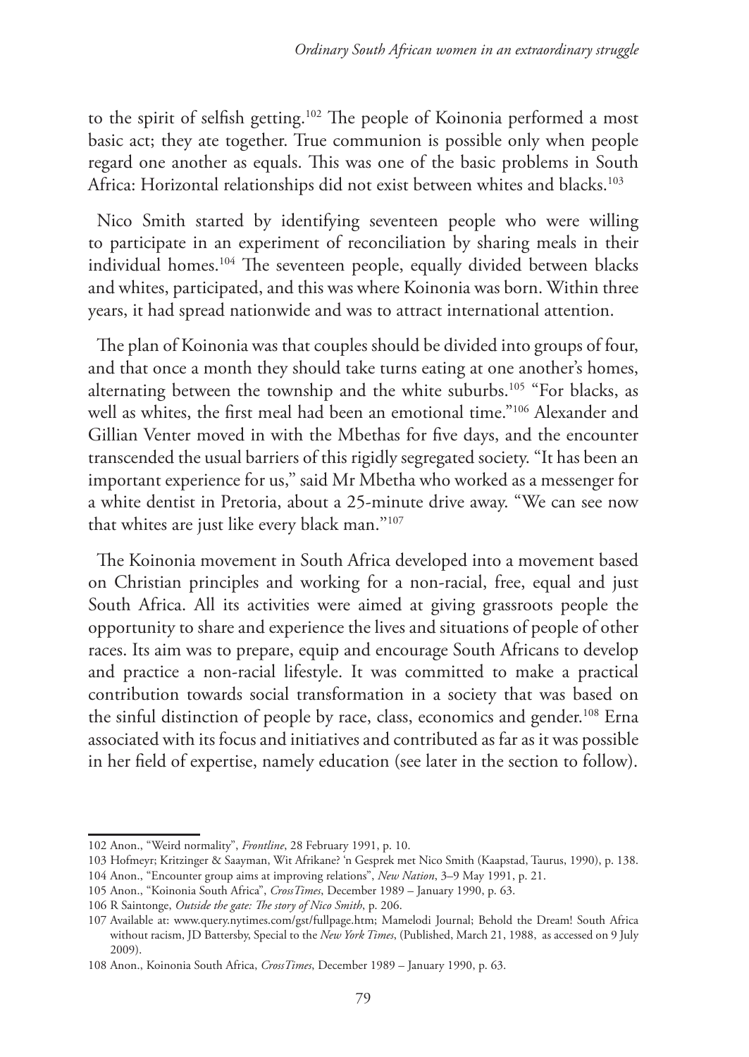to the spirit of selfish getting.[102] The people of Koinonia performed a most basic act; they ate together. True communion is possible only when people regard one another as equals. This was one of the basic problems in South Africa: Horizontal relationships did not exist between whites and blacks.[103]

Nico Smith started by identifying seventeen people who were willing to participate in an experiment of reconciliation by sharing meals in their individual homes.[104] The seventeen people, equally divided between blacks and whites, participated, and this was where Koinonia was born. Within three years, it had spread nationwide and was to attract international attention.

The plan of Koinonia was that couples should be divided into groups of four, and that once a month they should take turns eating at one another's homes, alternating between the township and the white suburbs.[105] "For blacks, as well as whites, the first meal had been an emotional time."[106] Alexander and Gillian Venter moved in with the Mbethas for five days, and the encounter transcended the usual barriers of this rigidly segregated society. "It has been an important experience for us," said Mr Mbetha who worked as a messenger for a white dentist in Pretoria, about a 25-minute drive away. "We can see now that whites are just like every black man."[107]

The Koinonia movement in South Africa developed into a movement based on Christian principles and working for a non-racial, free, equal and just South Africa. All its activities were aimed at giving grassroots people the opportunity to share and experience the lives and situations of people of other races. Its aim was to prepare, equip and encourage South Africans to develop and practice a non-racial lifestyle. It was committed to make a practical contribution towards social transformation in a society that was based on the sinful distinction of people by race, class, economics and gender.[108] Erna associated with its focus and initiatives and contributed as far as it was possible in her field of expertise, namely education (see later in the section to follow).

---

102 Anon., "Weird normality", *Frontline*, 28 February 1991, p. 10.

103 Hofmeyr; Kritzinger & Saayman, Wit Afrikane? 'n Gesprek met Nico Smith (Kaapstad, Taurus, 1990), p. 138.

104 Anon., "Encounter group aims at improving relations", *New Nation*, 3–9 May 1991, p. 21.

105 Anon., "Koinonia South Africa", *CrossTimes*, December 1989 – January 1990, p. 63.

106 R Saintonge, *Outside the gate: The story of Nico Smith*, p. 206.

107 Available at: www.query.nytimes.com/gst/fullpage.htm; Mamelodi Journal; Behold the Dream! South Africa without racism, JD Battersby, Special to the *New York Times*, (Published, March 21, 1988, as accessed on 9 July 2009).

108 Anon., Koinonia South Africa, *CrossTimes*, December 1989 – January 1990, p. 63.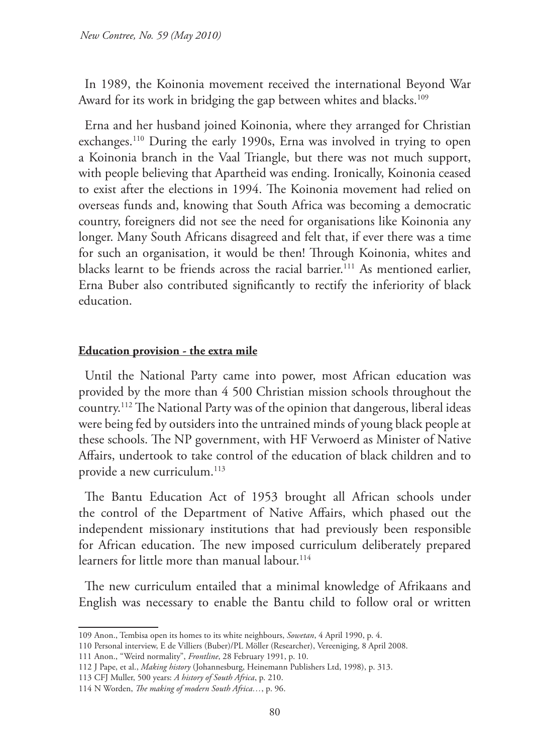In 1989, the Koinonia movement received the international Beyond War Award for its work in bridging the gap between whites and blacks.[109]

Erna and her husband joined Koinonia, where they arranged for Christian exchanges.[110] During the early 1990s, Erna was involved in trying to open a Koinonia branch in the Vaal Triangle, but there was not much support, with people believing that Apartheid was ending. Ironically, Koinonia ceased to exist after the elections in 1994. The Koinonia movement had relied on overseas funds and, knowing that South Africa was becoming a democratic country, foreigners did not see the need for organisations like Koinonia any longer. Many South Africans disagreed and felt that, if ever there was a time for such an organisation, it would be then! Through Koinonia, whites and blacks learnt to be friends across the racial barrier.[111] As mentioned earlier, Erna Buber also contributed significantly to rectify the inferiority of black education.

## **Education provision - the extra mile**

Until the National Party came into power, most African education was provided by the more than 4 500 Christian mission schools throughout the country.[112] The National Party was of the opinion that dangerous, liberal ideas were being fed by outsiders into the untrained minds of young black people at these schools. The NP government, with HF Verwoerd as Minister of Native Affairs, undertook to take control of the education of black children and to provide a new curriculum.[113]

The Bantu Education Act of 1953 brought all African schools under the control of the Department of Native Affairs, which phased out the independent missionary institutions that had previously been responsible for African education. The new imposed curriculum deliberately prepared learners for little more than manual labour.[114]

The new curriculum entailed that a minimal knowledge of Afrikaans and English was necessary to enable the Bantu child to follow oral or written

---

109 Anon., Tembisa open its homes to its white neighbours, *Sowetan*, 4 April 1990, p. 4.

110 Personal interview, E de Villiers (Buber)/PL Möller (Researcher), Vereeniging, 8 April 2008.

111 Anon., "Weird normality", *Frontline*, 28 February 1991, p. 10.

112 J Pape, et al., *Making history* (Johannesburg, Heinemann Publishers Ltd, 1998), p. 313.

113 CFJ Muller, 500 years: *A history of South Africa*, p. 210.

114 N Worden, *The making of modern South Africa…*, p. 96.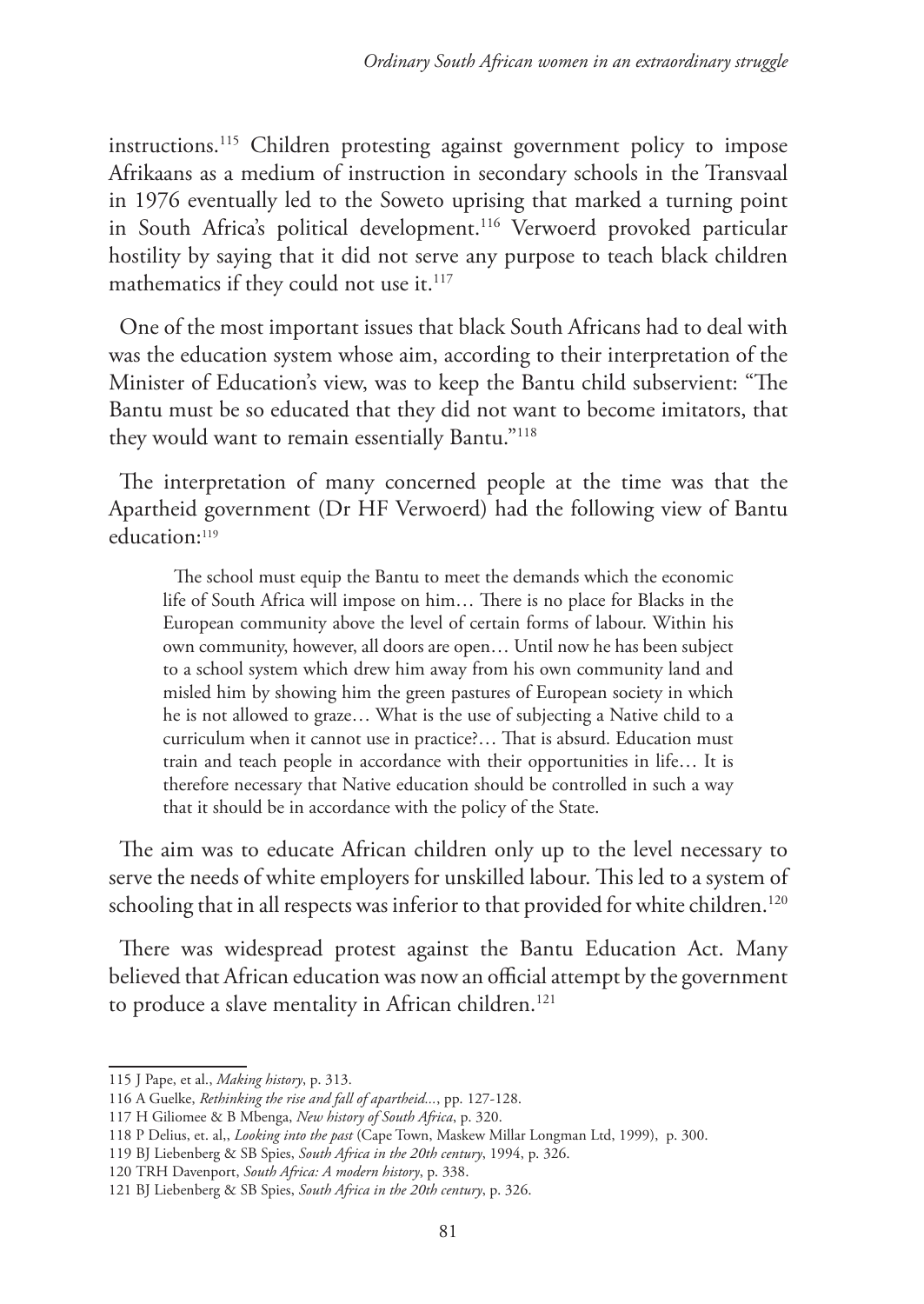instructions.[115] Children protesting against government policy to impose Afrikaans as a medium of instruction in secondary schools in the Transvaal in 1976 eventually led to the Soweto uprising that marked a turning point in South Africa's political development.[116] Verwoerd provoked particular hostility by saying that it did not serve any purpose to teach black children mathematics if they could not use it.[117]

One of the most important issues that black South Africans had to deal with was the education system whose aim, according to their interpretation of the Minister of Education's view, was to keep the Bantu child subservient: "The Bantu must be so educated that they did not want to become imitators, that they would want to remain essentially Bantu."[118]

The interpretation of many concerned people at the time was that the Apartheid government (Dr HF Verwoerd) had the following view of Bantu education:[119]

> The school must equip the Bantu to meet the demands which the economic life of South Africa will impose on him… There is no place for Blacks in the European community above the level of certain forms of labour. Within his own community, however, all doors are open… Until now he has been subject to a school system which drew him away from his own community land and misled him by showing him the green pastures of European society in which he is not allowed to graze… What is the use of subjecting a Native child to a curriculum when it cannot use in practice?… That is absurd. Education must train and teach people in accordance with their opportunities in life… It is therefore necessary that Native education should be controlled in such a way that it should be in accordance with the policy of the State.

The aim was to educate African children only up to the level necessary to serve the needs of white employers for unskilled labour. This led to a system of schooling that in all respects was inferior to that provided for white children.[120]

There was widespread protest against the Bantu Education Act. Many believed that African education was now an official attempt by the government to produce a slave mentality in African children.[121]

---

115 J Pape, et al., *Making history*, p. 313.

116 A Guelke, *Rethinking the rise and fall of apartheid...*, pp. 127-128.

117 H Giliomee & B Mbenga, *New history of South Africa*, p. 320.

118 P Delius, et. al,, *Looking into the past* (Cape Town, Maskew Millar Longman Ltd, 1999), p. 300.

119 BJ Liebenberg & SB Spies, *South Africa in the 20th century*, 1994, p. 326.

120 TRH Davenport, *South Africa: A modern history*, p. 338.

121 BJ Liebenberg & SB Spies, *South Africa in the 20th century*, p. 326.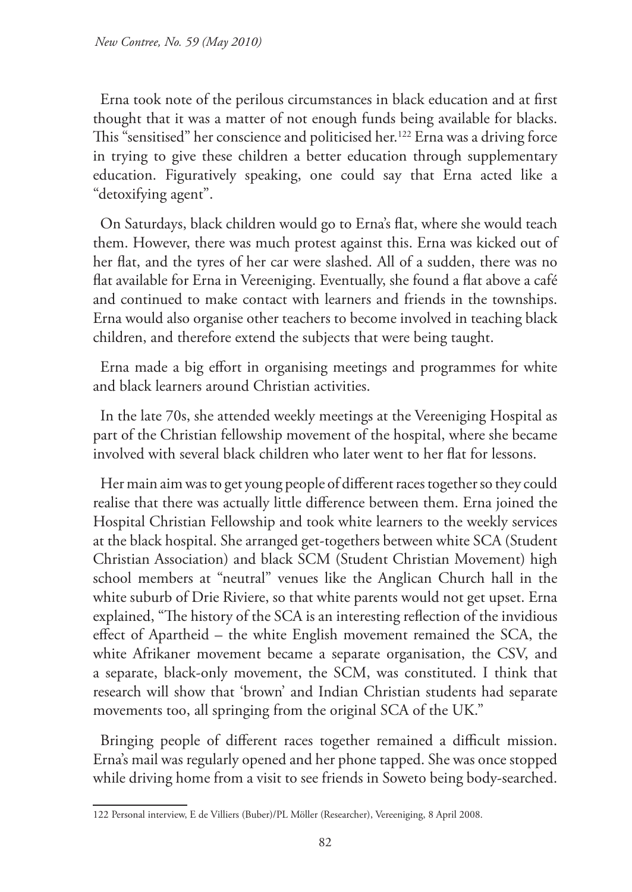Erna took note of the perilous circumstances in black education and at first thought that it was a matter of not enough funds being available for blacks. This "sensitised" her conscience and politicised her.[122] Erna was a driving force in trying to give these children a better education through supplementary education. Figuratively speaking, one could say that Erna acted like a "detoxifying agent".

On Saturdays, black children would go to Erna's flat, where she would teach them. However, there was much protest against this. Erna was kicked out of her flat, and the tyres of her car were slashed. All of a sudden, there was no flat available for Erna in Vereeniging. Eventually, she found a flat above a café and continued to make contact with learners and friends in the townships. Erna would also organise other teachers to become involved in teaching black children, and therefore extend the subjects that were being taught.

Erna made a big effort in organising meetings and programmes for white and black learners around Christian activities.

In the late 70s, she attended weekly meetings at the Vereeniging Hospital as part of the Christian fellowship movement of the hospital, where she became involved with several black children who later went to her flat for lessons.

Her main aim was to get young people of different races together so they could realise that there was actually little difference between them. Erna joined the Hospital Christian Fellowship and took white learners to the weekly services at the black hospital. She arranged get-togethers between white SCA (Student Christian Association) and black SCM (Student Christian Movement) high school members at "neutral" venues like the Anglican Church hall in the white suburb of Drie Riviere, so that white parents would not get upset. Erna explained, "The history of the SCA is an interesting reflection of the invidious effect of Apartheid – the white English movement remained the SCA, the white Afrikaner movement became a separate organisation, the CSV, and a separate, black-only movement, the SCM, was constituted. I think that research will show that 'brown' and Indian Christian students had separate movements too, all springing from the original SCA of the UK."

Bringing people of different races together remained a difficult mission. Erna's mail was regularly opened and her phone tapped. She was once stopped while driving home from a visit to see friends in Soweto being body-searched.

122 Personal interview, E de Villiers (Buber)/PL Möller (Researcher), Vereeniging, 8 April 2008.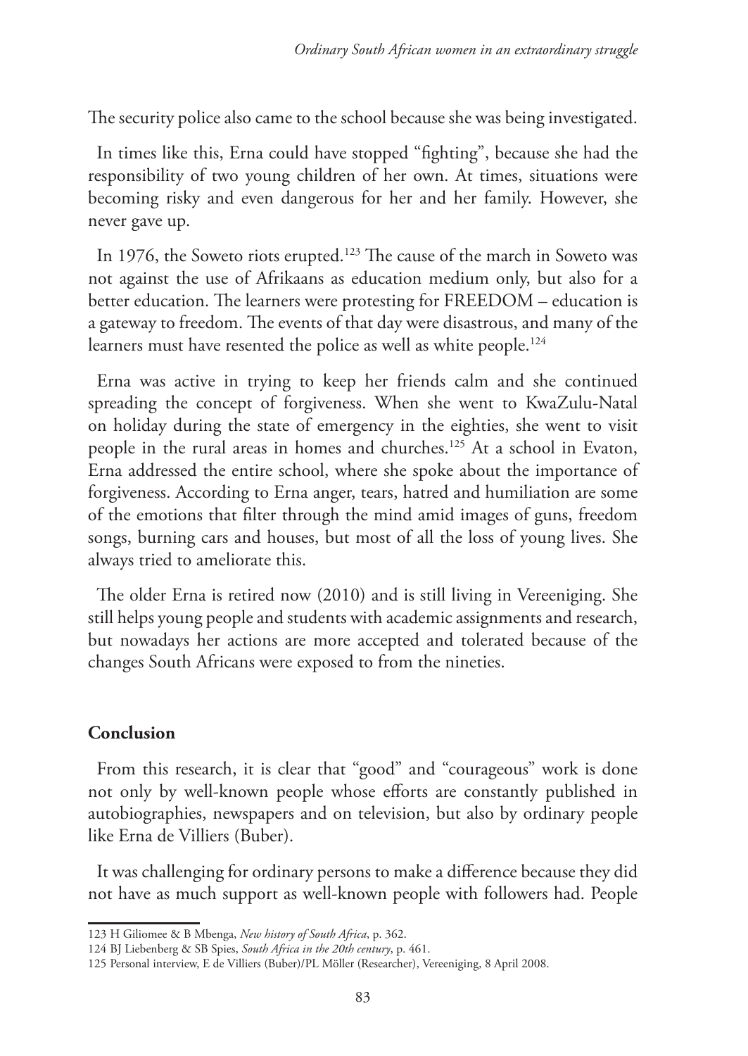The security police also came to the school because she was being investigated.

In times like this, Erna could have stopped "fighting", because she had the responsibility of two young children of her own. At times, situations were becoming risky and even dangerous for her and her family. However, she never gave up.

In 1976, the Soweto riots erupted.[123] The cause of the march in Soweto was not against the use of Afrikaans as education medium only, but also for a better education. The learners were protesting for FREEDOM – education is a gateway to freedom. The events of that day were disastrous, and many of the learners must have resented the police as well as white people.[124]

Erna was active in trying to keep her friends calm and she continued spreading the concept of forgiveness. When she went to KwaZulu-Natal on holiday during the state of emergency in the eighties, she went to visit people in the rural areas in homes and churches.[125] At a school in Evaton, Erna addressed the entire school, where she spoke about the importance of forgiveness. According to Erna anger, tears, hatred and humiliation are some of the emotions that filter through the mind amid images of guns, freedom songs, burning cars and houses, but most of all the loss of young lives. She always tried to ameliorate this.

The older Erna is retired now (2010) and is still living in Vereeniging. She still helps young people and students with academic assignments and research, but nowadays her actions are more accepted and tolerated because of the changes South Africans were exposed to from the nineties.

## Conclusion

From this research, it is clear that "good" and "courageous" work is done not only by well-known people whose efforts are constantly published in autobiographies, newspapers and on television, but also by ordinary people like Erna de Villiers (Buber).

It was challenging for ordinary persons to make a difference because they did not have as much support as well-known people with followers had. People

---

123 H Giliomee & B Mbenga, *New history of South Africa*, p. 362.

124 BJ Liebenberg & SB Spies, *South Africa in the 20th century*, p. 461.

125 Personal interview, E de Villiers (Buber)/PL Möller (Researcher), Vereeniging, 8 April 2008.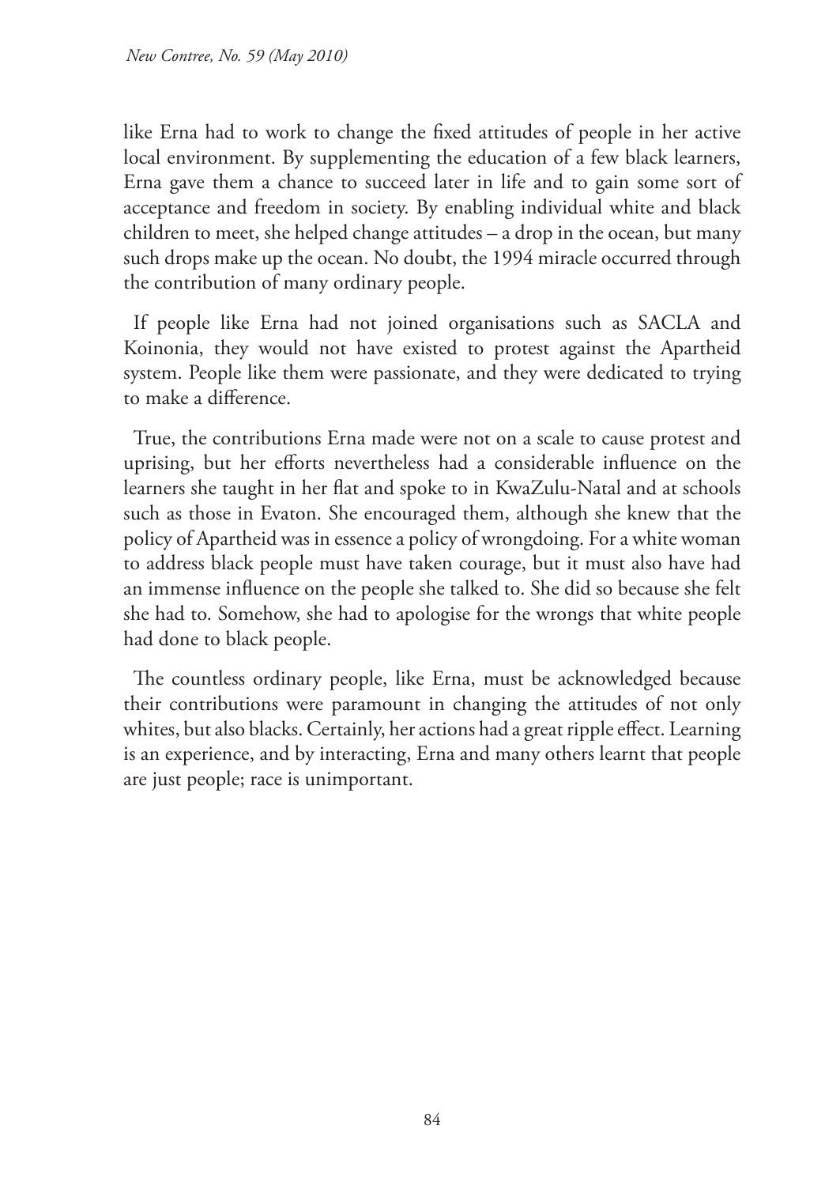like Erna had to work to change the fixed attitudes of people in her active local environment. By supplementing the education of a few black learners, Erna gave them a chance to succeed later in life and to gain some sort of acceptance and freedom in society. By enabling individual white and black children to meet, she helped change attitudes – a drop in the ocean, but many such drops make up the ocean. No doubt, the 1994 miracle occurred through the contribution of many ordinary people.

If people like Erna had not joined organisations such as SACLA and Koinonia, they would not have existed to protest against the Apartheid system. People like them were passionate, and they were dedicated to trying to make a difference.

True, the contributions Erna made were not on a scale to cause protest and uprising, but her efforts nevertheless had a considerable influence on the learners she taught in her flat and spoke to in KwaZulu-Natal and at schools such as those in Evaton. She encouraged them, although she knew that the policy of Apartheid was in essence a policy of wrongdoing. For a white woman to address black people must have taken courage, but it must also have had an immense influence on the people she talked to. She did so because she felt she had to. Somehow, she had to apologise for the wrongs that white people had done to black people.

The countless ordinary people, like Erna, must be acknowledged because their contributions were paramount in changing the attitudes of not only whites, but also blacks. Certainly, her actions had a great ripple effect. Learning is an experience, and by interacting, Erna and many others learnt that people are just people; race is unimportant.